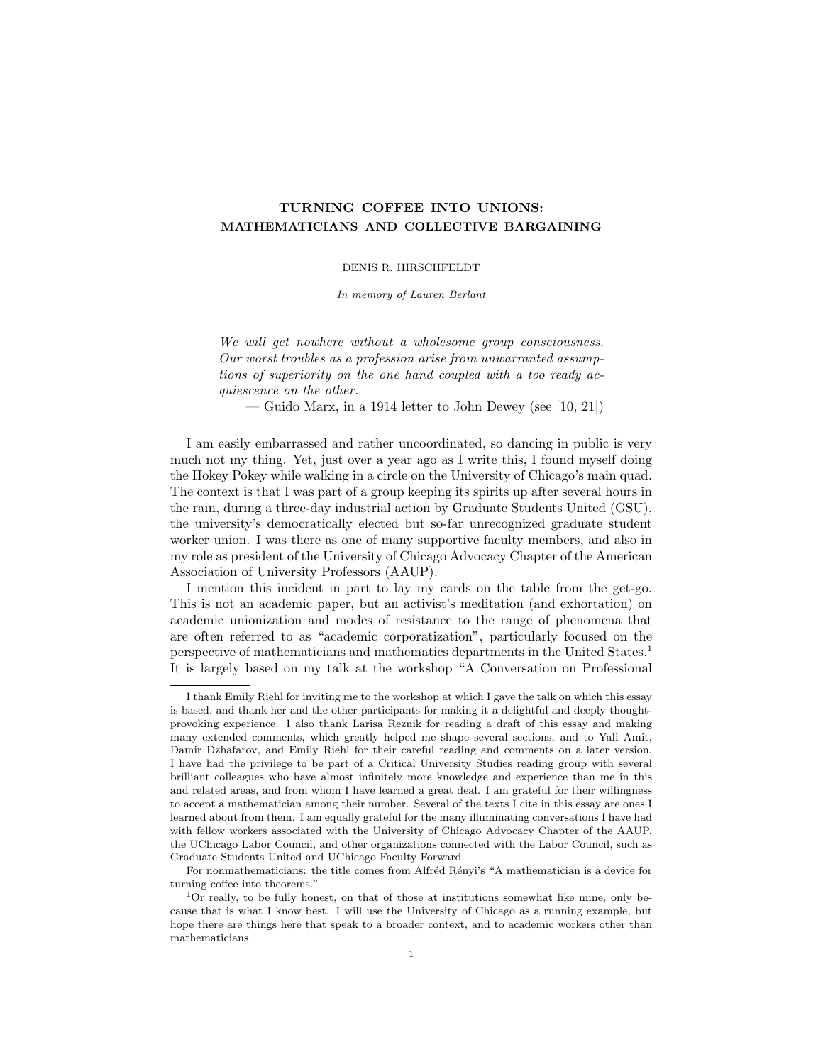# TURNING COFFEE INTO UNIONS: MATHEMATICIANS AND COLLECTIVE BARGAINING

DENIS R. HIRSCHFELDT

*In memory of Lauren Berlant*

> *We will get nowhere without a wholesome group consciousness. Our worst troubles as a profession arise from unwarranted assumptions of superiority on the one hand coupled with a too ready acquiescence on the other.*
>
> — Guido Marx, in a 1914 letter to John Dewey (see [10, 21])

I am easily embarrassed and rather uncoordinated, so dancing in public is very much not my thing. Yet, just over a year ago as I write this, I found myself doing the Hokey Pokey while walking in a circle on the University of Chicago's main quad. The context is that I was part of a group keeping its spirits up after several hours in the rain, during a three-day industrial action by Graduate Students United (GSU), the university's democratically elected but so-far unrecognized graduate student worker union. I was there as one of many supportive faculty members, and also in my role as president of the University of Chicago Advocacy Chapter of the American Association of University Professors (AAUP).

I mention this incident in part to lay my cards on the table from the get-go. This is not an academic paper, but an activist's meditation (and exhortation) on academic unionization and modes of resistance to the range of phenomena that are often referred to as "academic corporatization", particularly focused on the perspective of mathematicians and mathematics departments in the United States.[1] It is largely based on my talk at the workshop "A Conversation on Professional

---

I thank Emily Riehl for inviting me to the workshop at which I gave the talk on which this essay is based, and thank her and the other participants for making it a delightful and deeply thought-provoking experience. I also thank Larisa Reznik for reading a draft of this essay and making many extended comments, which greatly helped me shape several sections, and to Yali Amit, Damir Dzhafarov, and Emily Riehl for their careful reading and comments on a later version. I have had the privilege to be part of a Critical University Studies reading group with several brilliant colleagues who have almost infinitely more knowledge and experience than me in this and related areas, and from whom I have learned a great deal. I am grateful for their willingness to accept a mathematician among their number. Several of the texts I cite in this essay are ones I learned about from them. I am equally grateful for the many illuminating conversations I have had with fellow workers associated with the University of Chicago Advocacy Chapter of the AAUP, the UChicago Labor Council, and other organizations connected with the Labor Council, such as Graduate Students United and UChicago Faculty Forward.

For nonmathematicians: the title comes from Alfréd Rényi's "A mathematician is a device for turning coffee into theorems."

[1] Or really, to be fully honest, on that of those at institutions somewhat like mine, only because that is what I know best. I will use the University of Chicago as a running example, but hope there are things here that speak to a broader context, and to academic workers other than mathematicians.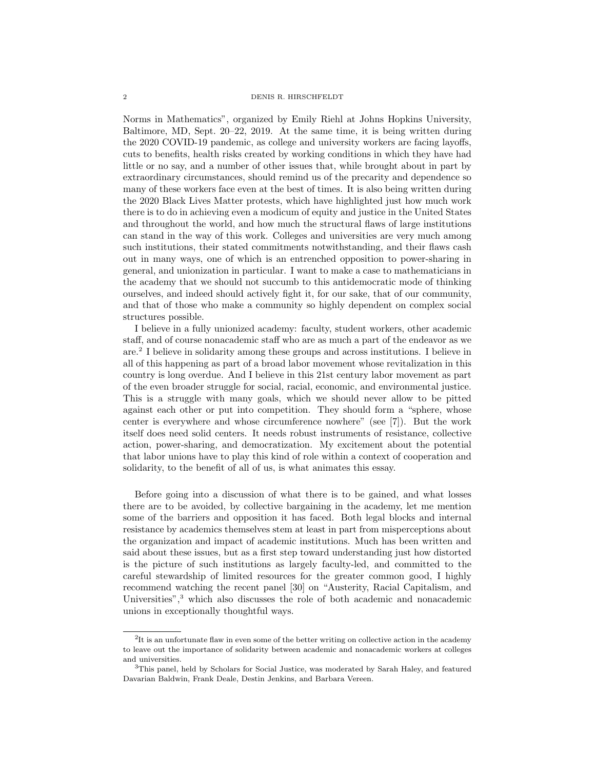Norms in Mathematics", organized by Emily Riehl at Johns Hopkins University, Baltimore, MD, Sept. 20–22, 2019. At the same time, it is being written during the 2020 COVID-19 pandemic, as college and university workers are facing layoffs, cuts to benefits, health risks created by working conditions in which they have had little or no say, and a number of other issues that, while brought about in part by extraordinary circumstances, should remind us of the precarity and dependence so many of these workers face even at the best of times. It is also being written during the 2020 Black Lives Matter protests, which have highlighted just how much work there is to do in achieving even a modicum of equity and justice in the United States and throughout the world, and how much the structural flaws of large institutions can stand in the way of this work. Colleges and universities are very much among such institutions, their stated commitments notwithstanding, and their flaws cash out in many ways, one of which is an entrenched opposition to power-sharing in general, and unionization in particular. I want to make a case to mathematicians in the academy that we should not succumb to this antidemocratic mode of thinking ourselves, and indeed should actively fight it, for our sake, that of our community, and that of those who make a community so highly dependent on complex social structures possible.

I believe in a fully unionized academy: faculty, student workers, other academic staff, and of course nonacademic staff who are as much a part of the endeavor as we are.[2] I believe in solidarity among these groups and across institutions. I believe in all of this happening as part of a broad labor movement whose revitalization in this country is long overdue. And I believe in this 21st century labor movement as part of the even broader struggle for social, racial, economic, and environmental justice. This is a struggle with many goals, which we should never allow to be pitted against each other or put into competition. They should form a "sphere, whose center is everywhere and whose circumference nowhere" (see [7]). But the work itself does need solid centers. It needs robust instruments of resistance, collective action, power-sharing, and democratization. My excitement about the potential that labor unions have to play this kind of role within a context of cooperation and solidarity, to the benefit of all of us, is what animates this essay.

Before going into a discussion of what there is to be gained, and what losses there are to be avoided, by collective bargaining in the academy, let me mention some of the barriers and opposition it has faced. Both legal blocks and internal resistance by academics themselves stem at least in part from misperceptions about the organization and impact of academic institutions. Much has been written and said about these issues, but as a first step toward understanding just how distorted is the picture of such institutions as largely faculty-led, and committed to the careful stewardship of limited resources for the greater common good, I highly recommend watching the recent panel [30] on "Austerity, Racial Capitalism, and Universities",[3] which also discusses the role of both academic and nonacademic unions in exceptionally thoughtful ways.

[2] It is an unfortunate flaw in even some of the better writing on collective action in the academy to leave out the importance of solidarity between academic and nonacademic workers at colleges and universities.

[3] This panel, held by Scholars for Social Justice, was moderated by Sarah Haley, and featured Davarian Baldwin, Frank Deale, Destin Jenkins, and Barbara Vereen.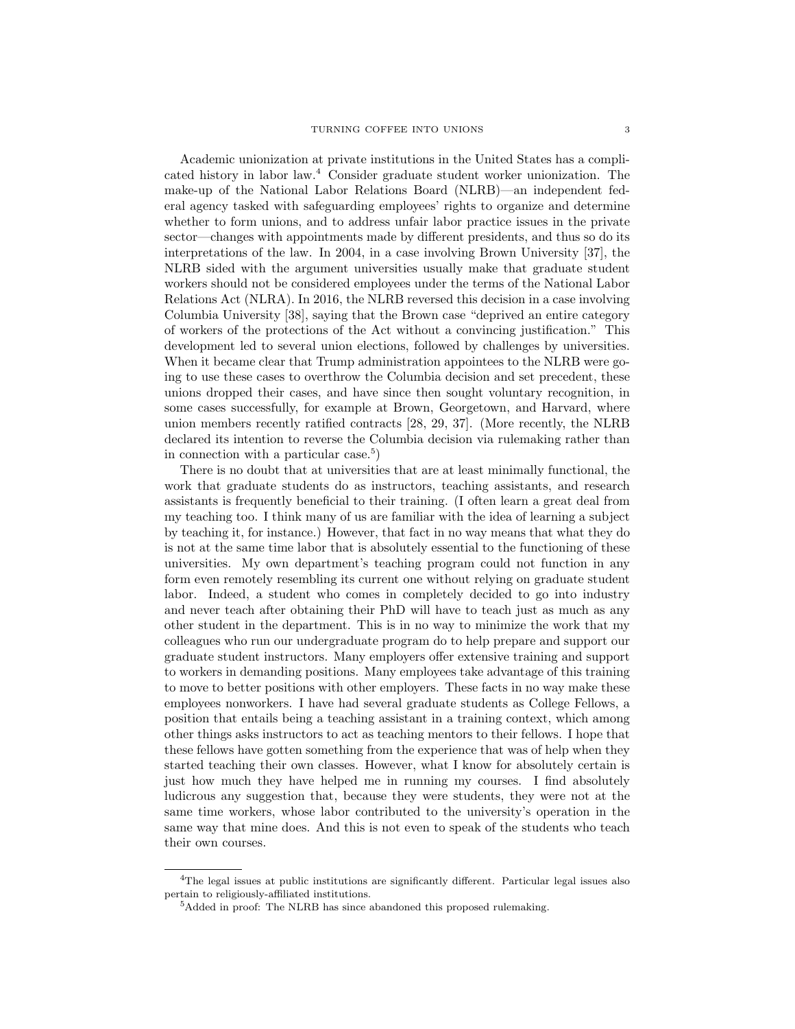Academic unionization at private institutions in the United States has a complicated history in labor law.[4] Consider graduate student worker unionization. The make-up of the National Labor Relations Board (NLRB)—an independent federal agency tasked with safeguarding employees' rights to organize and determine whether to form unions, and to address unfair labor practice issues in the private sector—changes with appointments made by different presidents, and thus so do its interpretations of the law. In 2004, in a case involving Brown University [37], the NLRB sided with the argument universities usually make that graduate student workers should not be considered employees under the terms of the National Labor Relations Act (NLRA). In 2016, the NLRB reversed this decision in a case involving Columbia University [38], saying that the Brown case "deprived an entire category of workers of the protections of the Act without a convincing justification." This development led to several union elections, followed by challenges by universities. When it became clear that Trump administration appointees to the NLRB were going to use these cases to overthrow the Columbia decision and set precedent, these unions dropped their cases, and have since then sought voluntary recognition, in some cases successfully, for example at Brown, Georgetown, and Harvard, where union members recently ratified contracts [28, 29, 37]. (More recently, the NLRB declared its intention to reverse the Columbia decision via rulemaking rather than in connection with a particular case.[5])

There is no doubt that at universities that are at least minimally functional, the work that graduate students do as instructors, teaching assistants, and research assistants is frequently beneficial to their training. (I often learn a great deal from my teaching too. I think many of us are familiar with the idea of learning a subject by teaching it, for instance.) However, that fact in no way means that what they do is not at the same time labor that is absolutely essential to the functioning of these universities. My own department's teaching program could not function in any form even remotely resembling its current one without relying on graduate student labor. Indeed, a student who comes in completely decided to go into industry and never teach after obtaining their PhD will have to teach just as much as any other student in the department. This is in no way to minimize the work that my colleagues who run our undergraduate program do to help prepare and support our graduate student instructors. Many employers offer extensive training and support to workers in demanding positions. Many employees take advantage of this training to move to better positions with other employers. These facts in no way make these employees nonworkers. I have had several graduate students as College Fellows, a position that entails being a teaching assistant in a training context, which among other things asks instructors to act as teaching mentors to their fellows. I hope that these fellows have gotten something from the experience that was of help when they started teaching their own classes. However, what I know for absolutely certain is just how much they have helped me in running my courses. I find absolutely ludicrous any suggestion that, because they were students, they were not at the same time workers, whose labor contributed to the university's operation in the same way that mine does. And this is not even to speak of the students who teach their own courses.

[4] The legal issues at public institutions are significantly different. Particular legal issues also pertain to religiously-affiliated institutions.

[5] Added in proof: The NLRB has since abandoned this proposed rulemaking.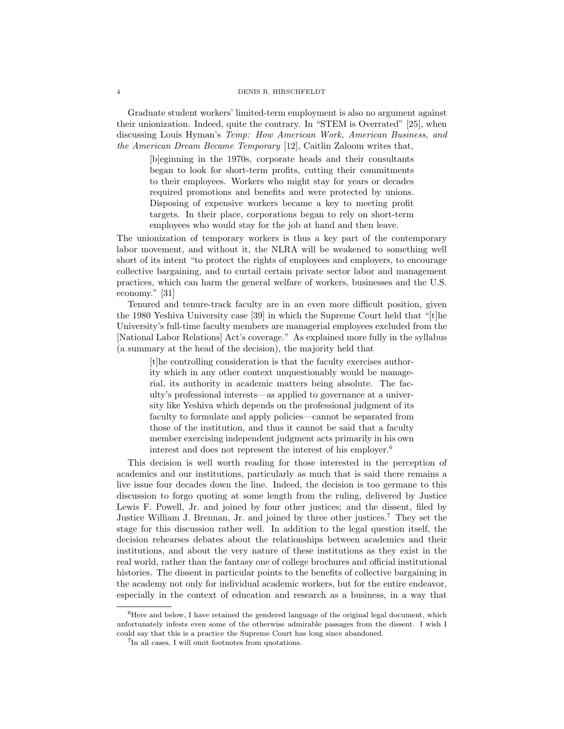Graduate student workers' limited-term employment is also no argument against their unionization. Indeed, quite the contrary. In "STEM is Overrated" [25], when discussing Louis Hyman's *Temp: How American Work, American Business, and the American Dream Became Temporary* [12], Caitlin Zaloom writes that,

> [b]eginning in the 1970s, corporate heads and their consultants began to look for short-term profits, cutting their commitments to their employees. Workers who might stay for years or decades required promotions and benefits and were protected by unions. Disposing of expensive workers became a key to meeting profit targets. In their place, corporations began to rely on short-term employees who would stay for the job at hand and then leave.

The unionization of temporary workers is thus a key part of the contemporary labor movement, and without it, the NLRA will be weakened to something well short of its intent "to protect the rights of employees and employers, to encourage collective bargaining, and to curtail certain private sector labor and management practices, which can harm the general welfare of workers, businesses and the U.S. economy." [31]

Tenured and tenure-track faculty are in an even more difficult position, given the 1980 Yeshiva University case [39] in which the Supreme Court held that "[t]he University's full-time faculty members are managerial employees excluded from the [National Labor Relations] Act's coverage." As explained more fully in the syllabus (a summary at the head of the decision), the majority held that

> [t]he controlling consideration is that the faculty exercises authority which in any other context unquestionably would be managerial, its authority in academic matters being absolute. The faculty's professional interests—as applied to governance at a university like Yeshiva which depends on the professional judgment of its faculty to formulate and apply policies—cannot be separated from those of the institution, and thus it cannot be said that a faculty member exercising independent judgment acts primarily in his own interest and does not represent the interest of his employer.[6]

This decision is well worth reading for those interested in the perception of academics and our institutions, particularly as much that is said there remains a live issue four decades down the line. Indeed, the decision is too germane to this discussion to forgo quoting at some length from the ruling, delivered by Justice Lewis F. Powell, Jr. and joined by four other justices; and the dissent, filed by Justice William J. Brennan, Jr. and joined by three other justices.[7] They set the stage for this discussion rather well. In addition to the legal question itself, the decision rehearses debates about the relationships between academics and their institutions, and about the very nature of these institutions as they exist in the real world, rather than the fantasy one of college brochures and official institutional histories. The dissent in particular points to the benefits of collective bargaining in the academy not only for individual academic workers, but for the entire endeavor, especially in the context of education and research as a business, in a way that

---

[6] Here and below, I have retained the gendered language of the original legal document, which unfortunately infests even some of the otherwise admirable passages from the dissent. I wish I could say that this is a practice the Supreme Court has long since abandoned.

[7] In all cases, I will omit footnotes from quotations.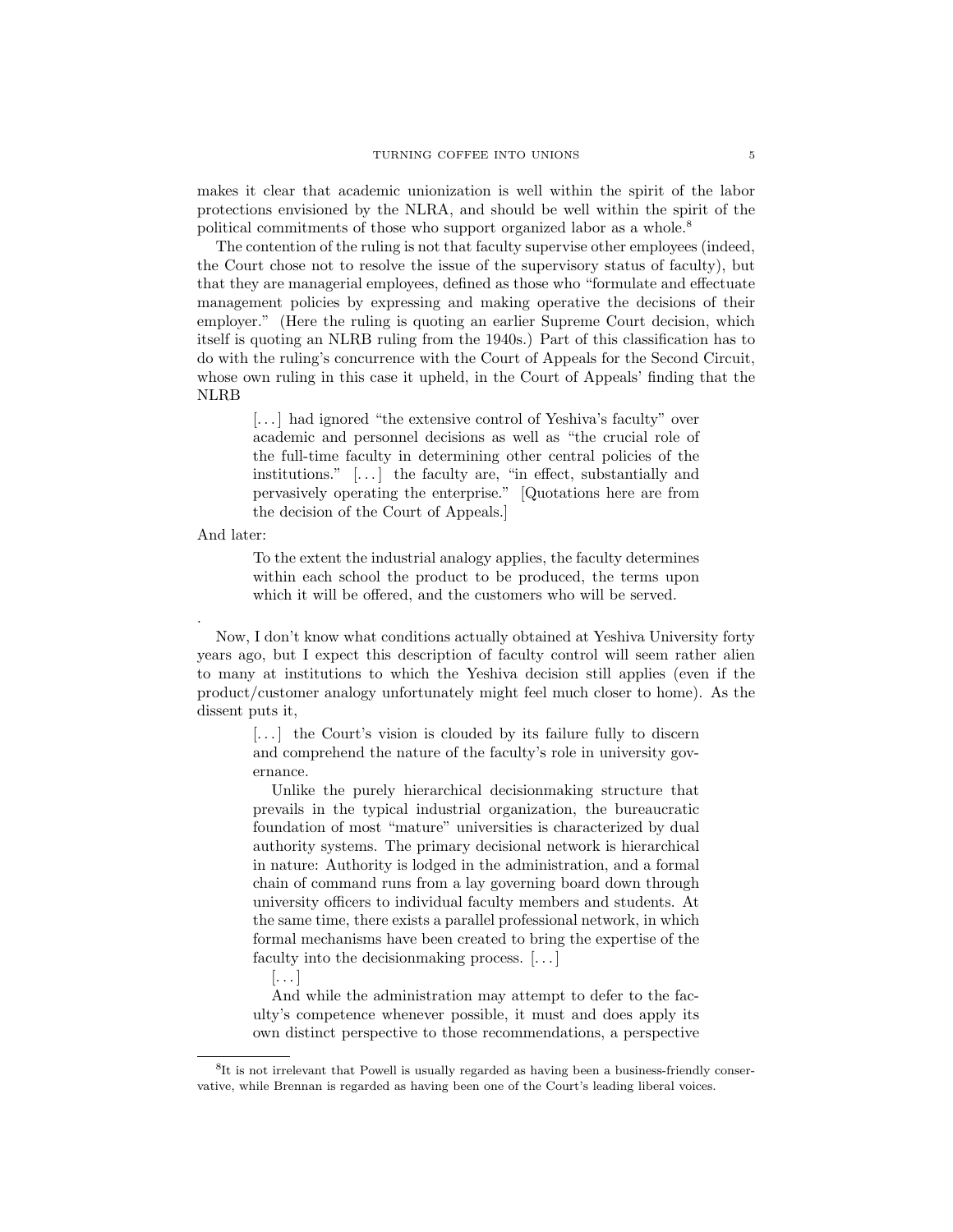makes it clear that academic unionization is well within the spirit of the labor protections envisioned by the NLRA, and should be well within the spirit of the political commitments of those who support organized labor as a whole.[8]

The contention of the ruling is not that faculty supervise other employees (indeed, the Court chose not to resolve the issue of the supervisory status of faculty), but that they are managerial employees, defined as those who "formulate and effectuate management policies by expressing and making operative the decisions of their employer." (Here the ruling is quoting an earlier Supreme Court decision, which itself is quoting an NLRB ruling from the 1940s.) Part of this classification has to do with the ruling's concurrence with the Court of Appeals for the Second Circuit, whose own ruling in this case it upheld, in the Court of Appeals' finding that the NLRB

> [...] had ignored "the extensive control of Yeshiva's faculty" over academic and personnel decisions as well as "the crucial role of the full-time faculty in determining other central policies of the institutions." [...] the faculty are, "in effect, substantially and pervasively operating the enterprise." [Quotations here are from the decision of the Court of Appeals.]

And later:

> To the extent the industrial analogy applies, the faculty determines within each school the product to be produced, the terms upon which it will be offered, and the customers who will be served.

.

Now, I don't know what conditions actually obtained at Yeshiva University forty years ago, but I expect this description of faculty control will seem rather alien to many at institutions to which the Yeshiva decision still applies (even if the product/customer analogy unfortunately might feel much closer to home). As the dissent puts it,

> [...] the Court's vision is clouded by its failure fully to discern and comprehend the nature of the faculty's role in university governance.
>
> Unlike the purely hierarchical decisionmaking structure that prevails in the typical industrial organization, the bureaucratic foundation of most "mature" universities is characterized by dual authority systems. The primary decisional network is hierarchical in nature: Authority is lodged in the administration, and a formal chain of command runs from a lay governing board down through university officers to individual faculty members and students. At the same time, there exists a parallel professional network, in which formal mechanisms have been created to bring the expertise of the faculty into the decisionmaking process. [...]
>
> [...]
>
> And while the administration may attempt to defer to the faculty's competence whenever possible, it must and does apply its own distinct perspective to those recommendations, a perspective

[8]It is not irrelevant that Powell is usually regarded as having been a business-friendly conservative, while Brennan is regarded as having been one of the Court's leading liberal voices.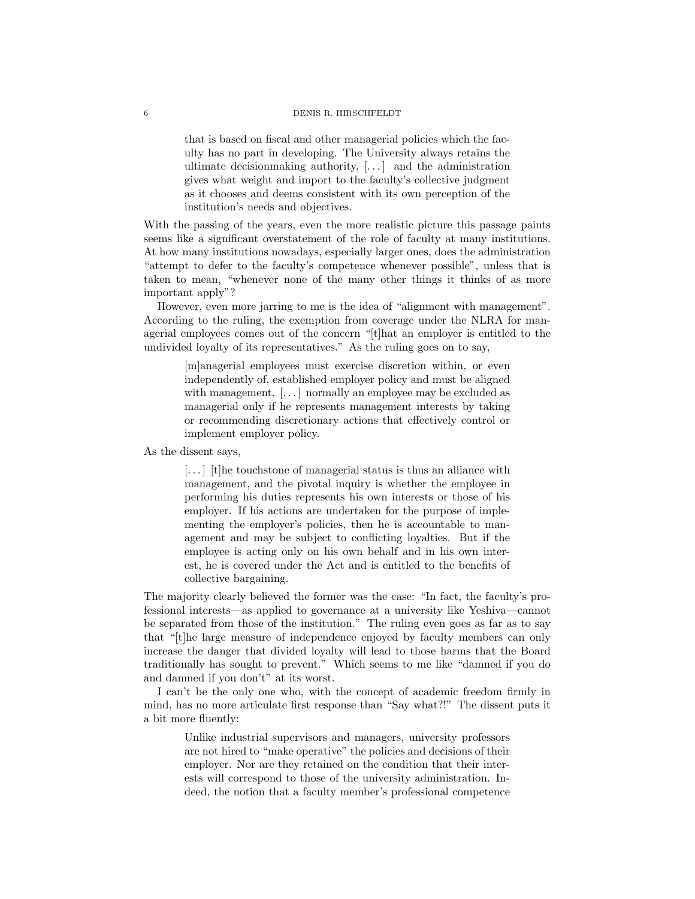> that is based on fiscal and other managerial policies which the faculty has no part in developing. The University always retains the ultimate decisionmaking authority, [. . . ] and the administration gives what weight and import to the faculty's collective judgment as it chooses and deems consistent with its own perception of the institution's needs and objectives.

With the passing of the years, even the more realistic picture this passage paints seems like a significant overstatement of the role of faculty at many institutions. At how many institutions nowadays, especially larger ones, does the administration "attempt to defer to the faculty's competence whenever possible", unless that is taken to mean, "whenever none of the many other things it thinks of as more important apply"?

However, even more jarring to me is the idea of "alignment with management". According to the ruling, the exemption from coverage under the NLRA for managerial employees comes out of the concern "[t]hat an employer is entitled to the undivided loyalty of its representatives." As the ruling goes on to say,

> [m]anagerial employees must exercise discretion within, or even independently of, established employer policy and must be aligned with management. [. . . ] normally an employee may be excluded as managerial only if he represents management interests by taking or recommending discretionary actions that effectively control or implement employer policy.

As the dissent says,

> [. . . ] [t]he touchstone of managerial status is thus an alliance with management, and the pivotal inquiry is whether the employee in performing his duties represents his own interests or those of his employer. If his actions are undertaken for the purpose of implementing the employer's policies, then he is accountable to management and may be subject to conflicting loyalties. But if the employee is acting only on his own behalf and in his own interest, he is covered under the Act and is entitled to the benefits of collective bargaining.

The majority clearly believed the former was the case: "In fact, the faculty's professional interests—as applied to governance at a university like Yeshiva—cannot be separated from those of the institution." The ruling even goes as far as to say that "[t]he large measure of independence enjoyed by faculty members can only increase the danger that divided loyalty will lead to those harms that the Board traditionally has sought to prevent." Which seems to me like "damned if you do and damned if you don't" at its worst.

I can't be the only one who, with the concept of academic freedom firmly in mind, has no more articulate first response than "Say what?!" The dissent puts it a bit more fluently:

> Unlike industrial supervisors and managers, university professors are not hired to "make operative" the policies and decisions of their employer. Nor are they retained on the condition that their interests will correspond to those of the university administration. Indeed, the notion that a faculty member's professional competence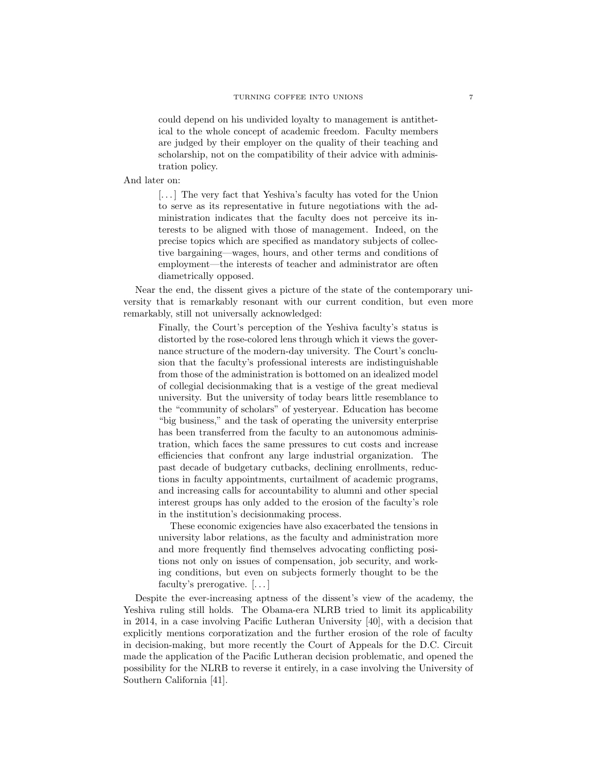> could depend on his undivided loyalty to management is antithetical to the whole concept of academic freedom. Faculty members are judged by their employer on the quality of their teaching and scholarship, not on the compatibility of their advice with administration policy.

And later on:

> [...] The very fact that Yeshiva's faculty has voted for the Union to serve as its representative in future negotiations with the administration indicates that the faculty does not perceive its interests to be aligned with those of management. Indeed, on the precise topics which are specified as mandatory subjects of collective bargaining—wages, hours, and other terms and conditions of employment—the interests of teacher and administrator are often diametrically opposed.

Near the end, the dissent gives a picture of the state of the contemporary university that is remarkably resonant with our current condition, but even more remarkably, still not universally acknowledged:

> Finally, the Court's perception of the Yeshiva faculty's status is distorted by the rose-colored lens through which it views the governance structure of the modern-day university. The Court's conclusion that the faculty's professional interests are indistinguishable from those of the administration is bottomed on an idealized model of collegial decisionmaking that is a vestige of the great medieval university. But the university of today bears little resemblance to the "community of scholars" of yesteryear. Education has become "big business," and the task of operating the university enterprise has been transferred from the faculty to an autonomous administration, which faces the same pressures to cut costs and increase efficiencies that confront any large industrial organization. The past decade of budgetary cutbacks, declining enrollments, reductions in faculty appointments, curtailment of academic programs, and increasing calls for accountability to alumni and other special interest groups has only added to the erosion of the faculty's role in the institution's decisionmaking process.
>
> These economic exigencies have also exacerbated the tensions in university labor relations, as the faculty and administration more and more frequently find themselves advocating conflicting positions not only on issues of compensation, job security, and working conditions, but even on subjects formerly thought to be the faculty's prerogative. [...]

Despite the ever-increasing aptness of the dissent's view of the academy, the Yeshiva ruling still holds. The Obama-era NLRB tried to limit its applicability in 2014, in a case involving Pacific Lutheran University [40], with a decision that explicitly mentions corporatization and the further erosion of the role of faculty in decision-making, but more recently the Court of Appeals for the D.C. Circuit made the application of the Pacific Lutheran decision problematic, and opened the possibility for the NLRB to reverse it entirely, in a case involving the University of Southern California [41].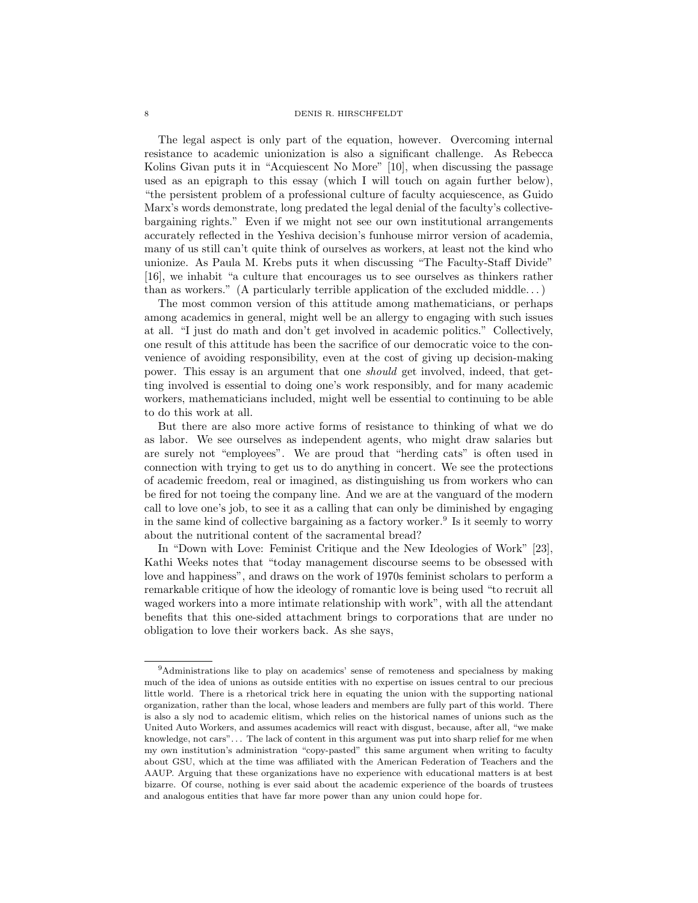The legal aspect is only part of the equation, however. Overcoming internal resistance to academic unionization is also a significant challenge. As Rebecca Kolins Givan puts it in "Acquiescent No More" [10], when discussing the passage used as an epigraph to this essay (which I will touch on again further below), "the persistent problem of a professional culture of faculty acquiescence, as Guido Marx's words demonstrate, long predated the legal denial of the faculty's collective-bargaining rights." Even if we might not see our own institutional arrangements accurately reflected in the Yeshiva decision's funhouse mirror version of academia, many of us still can't quite think of ourselves as workers, at least not the kind who unionize. As Paula M. Krebs puts it when discussing "The Faculty-Staff Divide" [16], we inhabit "a culture that encourages us to see ourselves as thinkers rather than as workers." (A particularly terrible application of the excluded middle. . . )

The most common version of this attitude among mathematicians, or perhaps among academics in general, might well be an allergy to engaging with such issues at all. "I just do math and don't get involved in academic politics." Collectively, one result of this attitude has been the sacrifice of our democratic voice to the convenience of avoiding responsibility, even at the cost of giving up decision-making power. This essay is an argument that one *should* get involved, indeed, that getting involved is essential to doing one's work responsibly, and for many academic workers, mathematicians included, might well be essential to continuing to be able to do this work at all.

But there are also more active forms of resistance to thinking of what we do as labor. We see ourselves as independent agents, who might draw salaries but are surely not "employees". We are proud that "herding cats" is often used in connection with trying to get us to do anything in concert. We see the protections of academic freedom, real or imagined, as distinguishing us from workers who can be fired for not toeing the company line. And we are at the vanguard of the modern call to love one's job, to see it as a calling that can only be diminished by engaging in the same kind of collective bargaining as a factory worker.[9] Is it seemly to worry about the nutritional content of the sacramental bread?

In "Down with Love: Feminist Critique and the New Ideologies of Work" [23], Kathi Weeks notes that "today management discourse seems to be obsessed with love and happiness", and draws on the work of 1970s feminist scholars to perform a remarkable critique of how the ideology of romantic love is being used "to recruit all waged workers into a more intimate relationship with work", with all the attendant benefits that this one-sided attachment brings to corporations that are under no obligation to love their workers back. As she says,

---

[9] Administrations like to play on academics' sense of remoteness and specialness by making much of the idea of unions as outside entities with no expertise on issues central to our precious little world. There is a rhetorical trick here in equating the union with the supporting national organization, rather than the local, whose leaders and members are fully part of this world. There is also a sly nod to academic elitism, which relies on the historical names of unions such as the United Auto Workers, and assumes academics will react with disgust, because, after all, "we make knowledge, not cars"... The lack of content in this argument was put into sharp relief for me when my own institution's administration "copy-pasted" this same argument when writing to faculty about GSU, which at the time was affiliated with the American Federation of Teachers and the AAUP. Arguing that these organizations have no experience with educational matters is at best bizarre. Of course, nothing is ever said about the academic experience of the boards of trustees and analogous entities that have far more power than any union could hope for.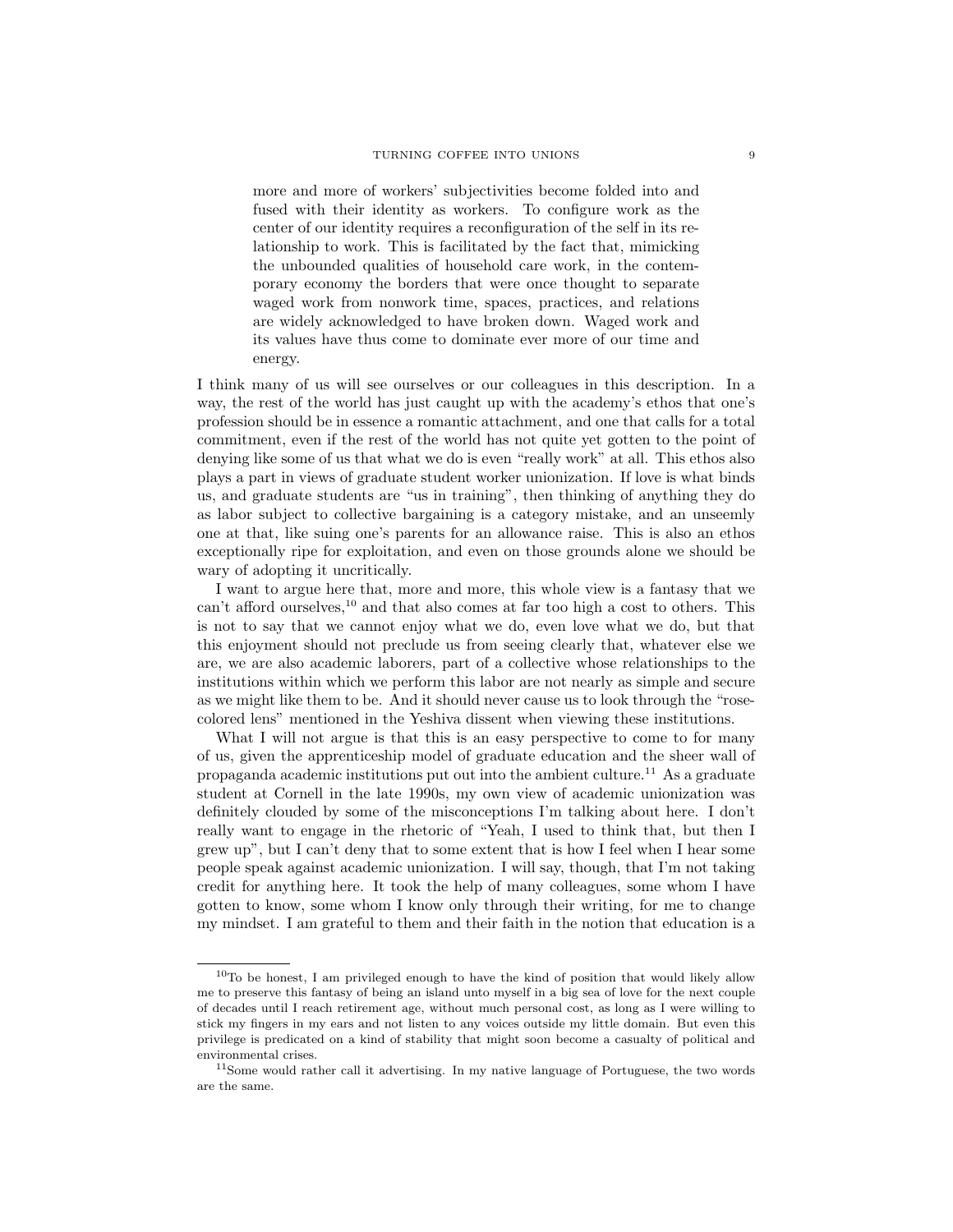> more and more of workers' subjectivities become folded into and fused with their identity as workers. To configure work as the center of our identity requires a reconfiguration of the self in its relationship to work. This is facilitated by the fact that, mimicking the unbounded qualities of household care work, in the contemporary economy the borders that were once thought to separate waged work from nonwork time, spaces, practices, and relations are widely acknowledged to have broken down. Waged work and its values have thus come to dominate ever more of our time and energy.

I think many of us will see ourselves or our colleagues in this description. In a way, the rest of the world has just caught up with the academy's ethos that one's profession should be in essence a romantic attachment, and one that calls for a total commitment, even if the rest of the world has not quite yet gotten to the point of denying like some of us that what we do is even "really work" at all. This ethos also plays a part in views of graduate student worker unionization. If love is what binds us, and graduate students are "us in training", then thinking of anything they do as labor subject to collective bargaining is a category mistake, and an unseemly one at that, like suing one's parents for an allowance raise. This is also an ethos exceptionally ripe for exploitation, and even on those grounds alone we should be wary of adopting it uncritically.

I want to argue here that, more and more, this whole view is a fantasy that we can't afford ourselves,[10] and that also comes at far too high a cost to others. This is not to say that we cannot enjoy what we do, even love what we do, but that this enjoyment should not preclude us from seeing clearly that, whatever else we are, we are also academic laborers, part of a collective whose relationships to the institutions within which we perform this labor are not nearly as simple and secure as we might like them to be. And it should never cause us to look through the "rose-colored lens" mentioned in the Yeshiva dissent when viewing these institutions.

What I will not argue is that this is an easy perspective to come to for many of us, given the apprenticeship model of graduate education and the sheer wall of propaganda academic institutions put out into the ambient culture.[11] As a graduate student at Cornell in the late 1990s, my own view of academic unionization was definitely clouded by some of the misconceptions I'm talking about here. I don't really want to engage in the rhetoric of "Yeah, I used to think that, but then I grew up", but I can't deny that to some extent that is how I feel when I hear some people speak against academic unionization. I will say, though, that I'm not taking credit for anything here. It took the help of many colleagues, some whom I have gotten to know, some whom I know only through their writing, for me to change my mindset. I am grateful to them and their faith in the notion that education is a

---

[10] To be honest, I am privileged enough to have the kind of position that would likely allow me to preserve this fantasy of being an island unto myself in a big sea of love for the next couple of decades until I reach retirement age, without much personal cost, as long as I were willing to stick my fingers in my ears and not listen to any voices outside my little domain. But even this privilege is predicated on a kind of stability that might soon become a casualty of political and environmental crises.

[11] Some would rather call it advertising. In my native language of Portuguese, the two words are the same.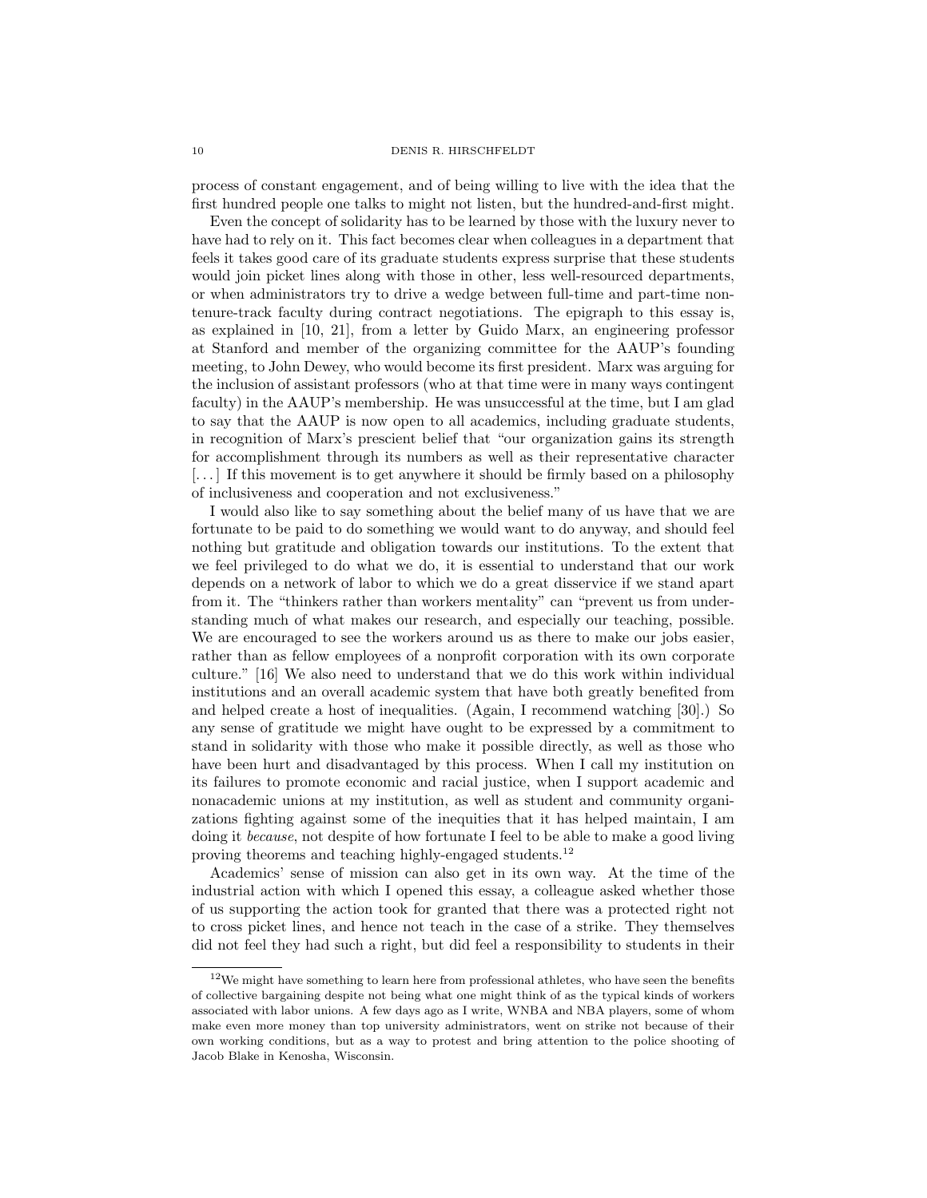process of constant engagement, and of being willing to live with the idea that the first hundred people one talks to might not listen, but the hundred-and-first might.

Even the concept of solidarity has to be learned by those with the luxury never to have had to rely on it. This fact becomes clear when colleagues in a department that feels it takes good care of its graduate students express surprise that these students would join picket lines along with those in other, less well-resourced departments, or when administrators try to drive a wedge between full-time and part-time non-tenure-track faculty during contract negotiations. The epigraph to this essay is, as explained in [10, 21], from a letter by Guido Marx, an engineering professor at Stanford and member of the organizing committee for the AAUP's founding meeting, to John Dewey, who would become its first president. Marx was arguing for the inclusion of assistant professors (who at that time were in many ways contingent faculty) in the AAUP's membership. He was unsuccessful at the time, but I am glad to say that the AAUP is now open to all academics, including graduate students, in recognition of Marx's prescient belief that "our organization gains its strength for accomplishment through its numbers as well as their representative character [...] If this movement is to get anywhere it should be firmly based on a philosophy of inclusiveness and cooperation and not exclusiveness."

I would also like to say something about the belief many of us have that we are fortunate to be paid to do something we would want to do anyway, and should feel nothing but gratitude and obligation towards our institutions. To the extent that we feel privileged to do what we do, it is essential to understand that our work depends on a network of labor to which we do a great disservice if we stand apart from it. The "thinkers rather than workers mentality" can "prevent us from understanding much of what makes our research, and especially our teaching, possible. We are encouraged to see the workers around us as there to make our jobs easier, rather than as fellow employees of a nonprofit corporation with its own corporate culture." [16] We also need to understand that we do this work within individual institutions and an overall academic system that have both greatly benefited from and helped create a host of inequalities. (Again, I recommend watching [30].) So any sense of gratitude we might have ought to be expressed by a commitment to stand in solidarity with those who make it possible directly, as well as those who have been hurt and disadvantaged by this process. When I call my institution on its failures to promote economic and racial justice, when I support academic and nonacademic unions at my institution, as well as student and community organizations fighting against some of the inequities that it has helped maintain, I am doing it *because*, not despite of how fortunate I feel to be able to make a good living proving theorems and teaching highly-engaged students.[12]

Academics' sense of mission can also get in its own way. At the time of the industrial action with which I opened this essay, a colleague asked whether those of us supporting the action took for granted that there was a protected right not to cross picket lines, and hence not teach in the case of a strike. They themselves did not feel they had such a right, but did feel a responsibility to students in their

---

[12] We might have something to learn here from professional athletes, who have seen the benefits of collective bargaining despite not being what one might think of as the typical kinds of workers associated with labor unions. A few days ago as I write, WNBA and NBA players, some of whom make even more money than top university administrators, went on strike not because of their own working conditions, but as a way to protest and bring attention to the police shooting of Jacob Blake in Kenosha, Wisconsin.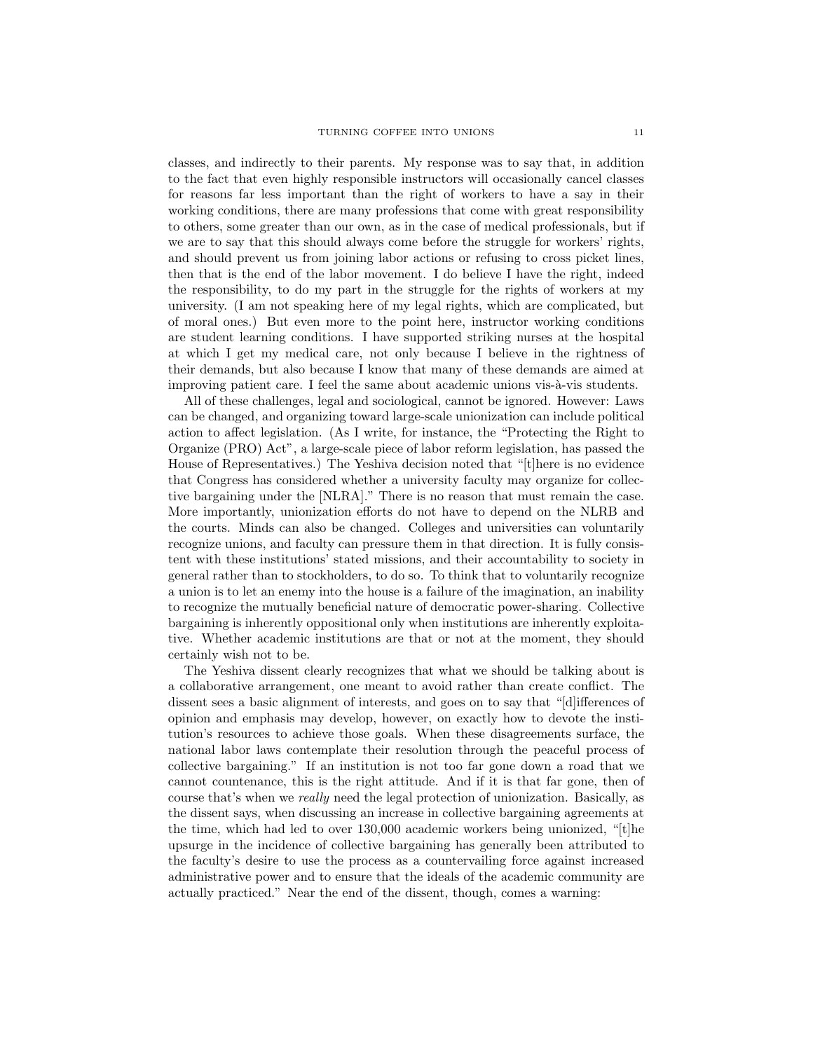classes, and indirectly to their parents. My response was to say that, in addition to the fact that even highly responsible instructors will occasionally cancel classes for reasons far less important than the right of workers to have a say in their working conditions, there are many professions that come with great responsibility to others, some greater than our own, as in the case of medical professionals, but if we are to say that this should always come before the struggle for workers' rights, and should prevent us from joining labor actions or refusing to cross picket lines, then that is the end of the labor movement. I do believe I have the right, indeed the responsibility, to do my part in the struggle for the rights of workers at my university. (I am not speaking here of my legal rights, which are complicated, but of moral ones.) But even more to the point here, instructor working conditions are student learning conditions. I have supported striking nurses at the hospital at which I get my medical care, not only because I believe in the rightness of their demands, but also because I know that many of these demands are aimed at improving patient care. I feel the same about academic unions vis-à-vis students.

All of these challenges, legal and sociological, cannot be ignored. However: Laws can be changed, and organizing toward large-scale unionization can include political action to affect legislation. (As I write, for instance, the "Protecting the Right to Organize (PRO) Act", a large-scale piece of labor reform legislation, has passed the House of Representatives.) The Yeshiva decision noted that "[t]here is no evidence that Congress has considered whether a university faculty may organize for collective bargaining under the [NLRA]." There is no reason that must remain the case. More importantly, unionization efforts do not have to depend on the NLRB and the courts. Minds can also be changed. Colleges and universities can voluntarily recognize unions, and faculty can pressure them in that direction. It is fully consistent with these institutions' stated missions, and their accountability to society in general rather than to stockholders, to do so. To think that to voluntarily recognize a union is to let an enemy into the house is a failure of the imagination, an inability to recognize the mutually beneficial nature of democratic power-sharing. Collective bargaining is inherently oppositional only when institutions are inherently exploitative. Whether academic institutions are that or not at the moment, they should certainly wish not to be.

The Yeshiva dissent clearly recognizes that what we should be talking about is a collaborative arrangement, one meant to avoid rather than create conflict. The dissent sees a basic alignment of interests, and goes on to say that "[d]ifferences of opinion and emphasis may develop, however, on exactly how to devote the institution's resources to achieve those goals. When these disagreements surface, the national labor laws contemplate their resolution through the peaceful process of collective bargaining." If an institution is not too far gone down a road that we cannot countenance, this is the right attitude. And if it is that far gone, then of course that's when we *really* need the legal protection of unionization. Basically, as the dissent says, when discussing an increase in collective bargaining agreements at the time, which had led to over 130,000 academic workers being unionized, "[t]he upsurge in the incidence of collective bargaining has generally been attributed to the faculty's desire to use the process as a countervailing force against increased administrative power and to ensure that the ideals of the academic community are actually practiced." Near the end of the dissent, though, comes a warning: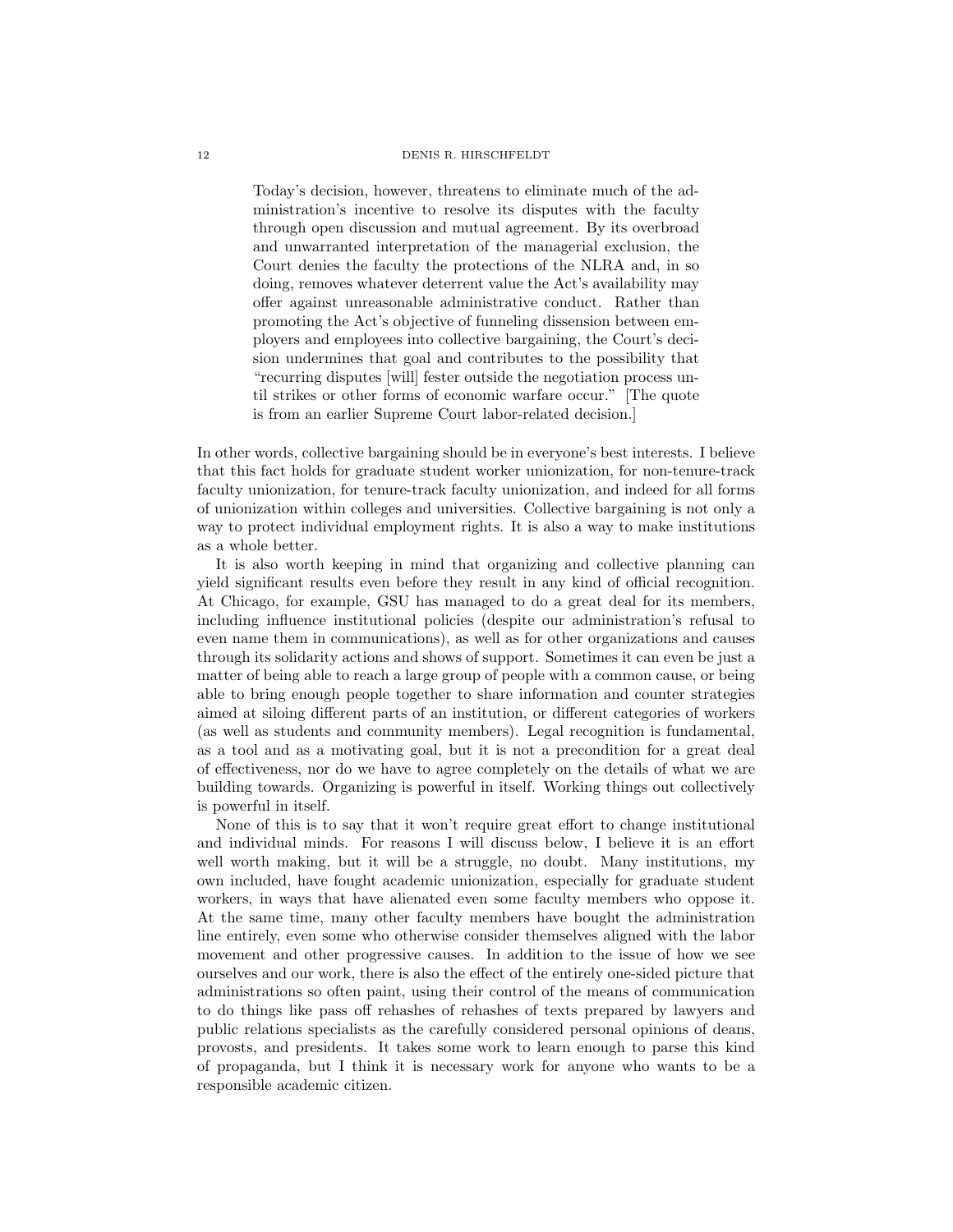> Today's decision, however, threatens to eliminate much of the administration's incentive to resolve its disputes with the faculty through open discussion and mutual agreement. By its overbroad and unwarranted interpretation of the managerial exclusion, the Court denies the faculty the protections of the NLRA and, in so doing, removes whatever deterrent value the Act's availability may offer against unreasonable administrative conduct. Rather than promoting the Act's objective of funneling dissension between employers and employees into collective bargaining, the Court's decision undermines that goal and contributes to the possibility that "recurring disputes [will] fester outside the negotiation process until strikes or other forms of economic warfare occur." [The quote is from an earlier Supreme Court labor-related decision.]

In other words, collective bargaining should be in everyone's best interests. I believe that this fact holds for graduate student worker unionization, for non-tenure-track faculty unionization, for tenure-track faculty unionization, and indeed for all forms of unionization within colleges and universities. Collective bargaining is not only a way to protect individual employment rights. It is also a way to make institutions as a whole better.

It is also worth keeping in mind that organizing and collective planning can yield significant results even before they result in any kind of official recognition. At Chicago, for example, GSU has managed to do a great deal for its members, including influence institutional policies (despite our administration's refusal to even name them in communications), as well as for other organizations and causes through its solidarity actions and shows of support. Sometimes it can even be just a matter of being able to reach a large group of people with a common cause, or being able to bring enough people together to share information and counter strategies aimed at siloing different parts of an institution, or different categories of workers (as well as students and community members). Legal recognition is fundamental, as a tool and as a motivating goal, but it is not a precondition for a great deal of effectiveness, nor do we have to agree completely on the details of what we are building towards. Organizing is powerful in itself. Working things out collectively is powerful in itself.

None of this is to say that it won't require great effort to change institutional and individual minds. For reasons I will discuss below, I believe it is an effort well worth making, but it will be a struggle, no doubt. Many institutions, my own included, have fought academic unionization, especially for graduate student workers, in ways that have alienated even some faculty members who oppose it. At the same time, many other faculty members have bought the administration line entirely, even some who otherwise consider themselves aligned with the labor movement and other progressive causes. In addition to the issue of how we see ourselves and our work, there is also the effect of the entirely one-sided picture that administrations so often paint, using their control of the means of communication to do things like pass off rehashes of rehashes of texts prepared by lawyers and public relations specialists as the carefully considered personal opinions of deans, provosts, and presidents. It takes some work to learn enough to parse this kind of propaganda, but I think it is necessary work for anyone who wants to be a responsible academic citizen.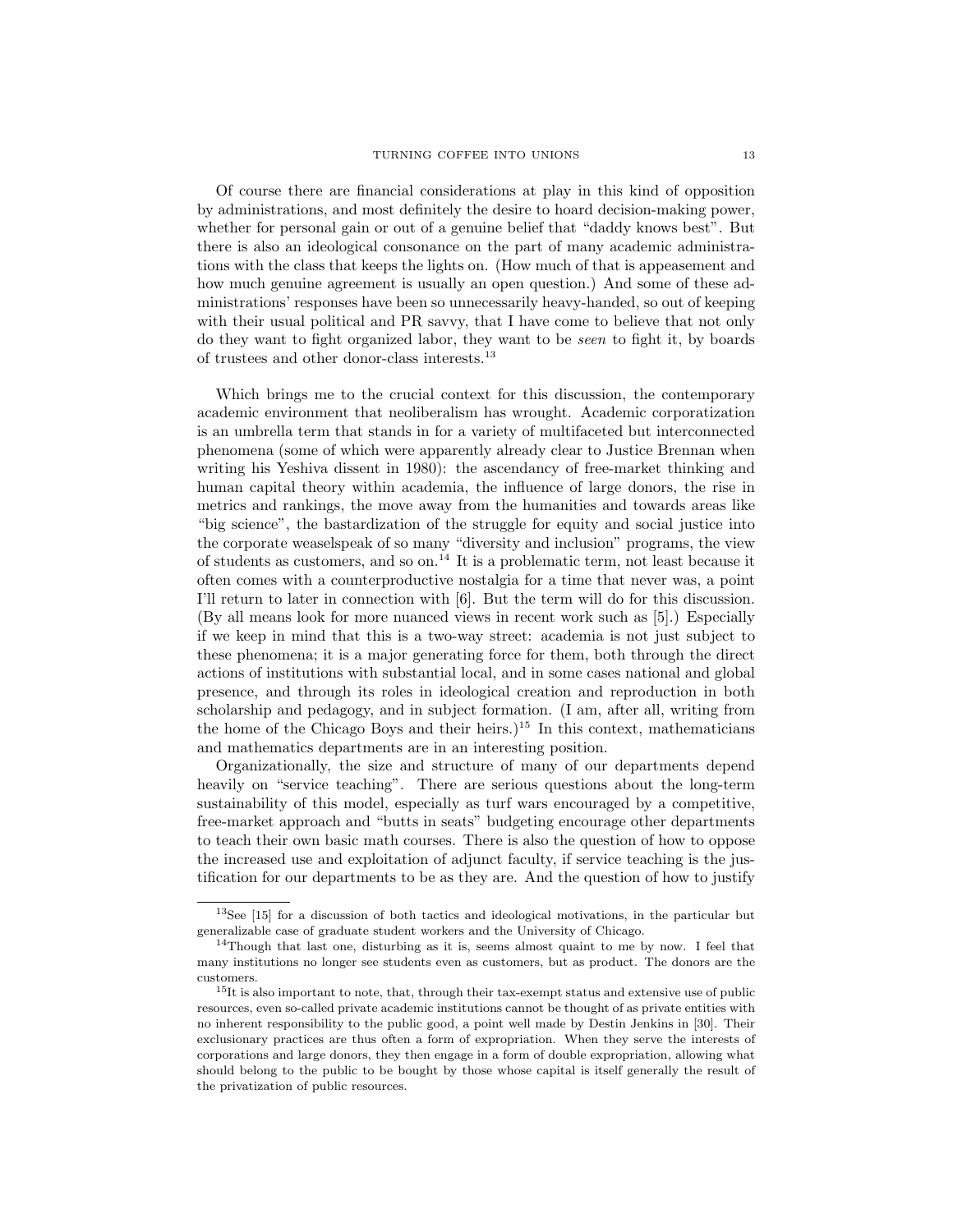Of course there are financial considerations at play in this kind of opposition by administrations, and most definitely the desire to hoard decision-making power, whether for personal gain or out of a genuine belief that "daddy knows best". But there is also an ideological consonance on the part of many academic administrations with the class that keeps the lights on. (How much of that is appeasement and how much genuine agreement is usually an open question.) And some of these administrations' responses have been so unnecessarily heavy-handed, so out of keeping with their usual political and PR savvy, that I have come to believe that not only do they want to fight organized labor, they want to be *seen* to fight it, by boards of trustees and other donor-class interests.[13]

Which brings me to the crucial context for this discussion, the contemporary academic environment that neoliberalism has wrought. Academic corporatization is an umbrella term that stands in for a variety of multifaceted but interconnected phenomena (some of which were apparently already clear to Justice Brennan when writing his Yeshiva dissent in 1980): the ascendancy of free-market thinking and human capital theory within academia, the influence of large donors, the rise in metrics and rankings, the move away from the humanities and towards areas like "big science", the bastardization of the struggle for equity and social justice into the corporate weaselspeak of so many "diversity and inclusion" programs, the view of students as customers, and so on.[14] It is a problematic term, not least because it often comes with a counterproductive nostalgia for a time that never was, a point I'll return to later in connection with [6]. But the term will do for this discussion. (By all means look for more nuanced views in recent work such as [5].) Especially if we keep in mind that this is a two-way street: academia is not just subject to these phenomena; it is a major generating force for them, both through the direct actions of institutions with substantial local, and in some cases national and global presence, and through its roles in ideological creation and reproduction in both scholarship and pedagogy, and in subject formation. (I am, after all, writing from the home of the Chicago Boys and their heirs.)[15] In this context, mathematicians and mathematics departments are in an interesting position.

Organizationally, the size and structure of many of our departments depend heavily on "service teaching". There are serious questions about the long-term sustainability of this model, especially as turf wars encouraged by a competitive, free-market approach and "butts in seats" budgeting encourage other departments to teach their own basic math courses. There is also the question of how to oppose the increased use and exploitation of adjunct faculty, if service teaching is the justification for our departments to be as they are. And the question of how to justify

---

[13] See [15] for a discussion of both tactics and ideological motivations, in the particular but generalizable case of graduate student workers and the University of Chicago.

[14] Though that last one, disturbing as it is, seems almost quaint to me by now. I feel that many institutions no longer see students even as customers, but as product. The donors are the customers.

[15] It is also important to note, that, through their tax-exempt status and extensive use of public resources, even so-called private academic institutions cannot be thought of as private entities with no inherent responsibility to the public good, a point well made by Destin Jenkins in [30]. Their exclusionary practices are thus often a form of expropriation. When they serve the interests of corporations and large donors, they then engage in a form of double expropriation, allowing what should belong to the public to be bought by those whose capital is itself generally the result of the privatization of public resources.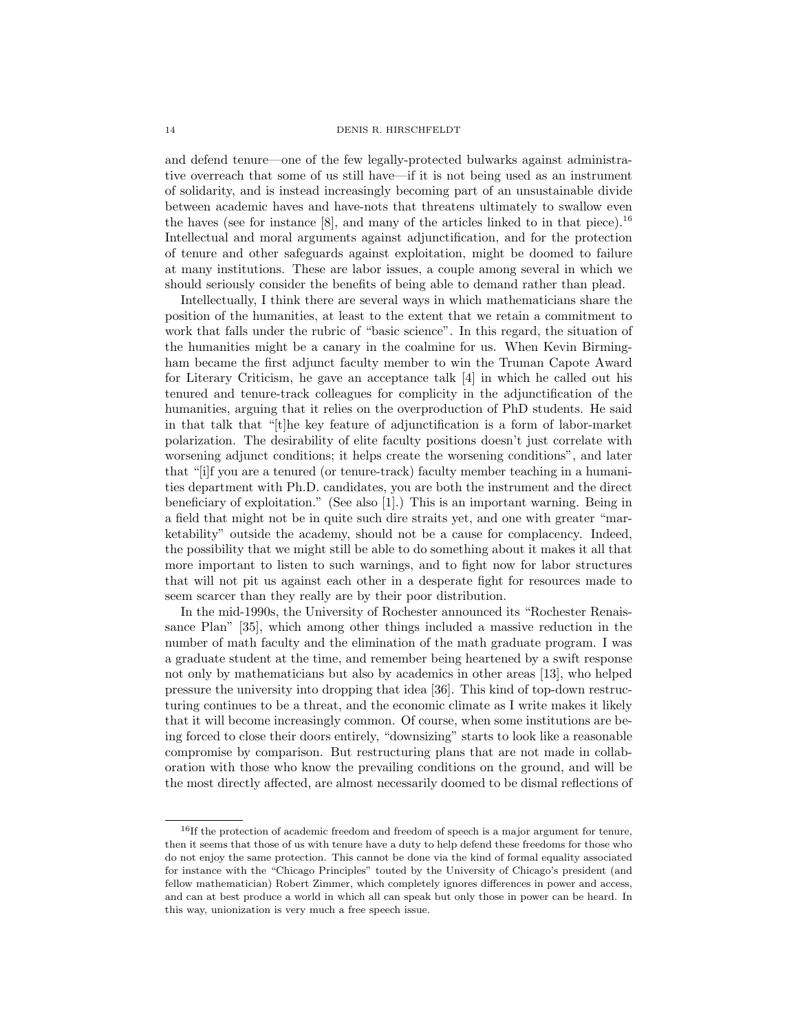and defend tenure—one of the few legally-protected bulwarks against administrative overreach that some of us still have—if it is not being used as an instrument of solidarity, and is instead increasingly becoming part of an unsustainable divide between academic haves and have-nots that threatens ultimately to swallow even the haves (see for instance [8], and many of the articles linked to in that piece).[16] Intellectual and moral arguments against adjunctification, and for the protection of tenure and other safeguards against exploitation, might be doomed to failure at many institutions. These are labor issues, a couple among several in which we should seriously consider the benefits of being able to demand rather than plead.

Intellectually, I think there are several ways in which mathematicians share the position of the humanities, at least to the extent that we retain a commitment to work that falls under the rubric of "basic science". In this regard, the situation of the humanities might be a canary in the coalmine for us. When Kevin Birmingham became the first adjunct faculty member to win the Truman Capote Award for Literary Criticism, he gave an acceptance talk [4] in which he called out his tenured and tenure-track colleagues for complicity in the adjunctification of the humanities, arguing that it relies on the overproduction of PhD students. He said in that talk that "[t]he key feature of adjunctification is a form of labor-market polarization. The desirability of elite faculty positions doesn't just correlate with worsening adjunct conditions; it helps create the worsening conditions", and later that "[i]f you are a tenured (or tenure-track) faculty member teaching in a humanities department with Ph.D. candidates, you are both the instrument and the direct beneficiary of exploitation." (See also [1].) This is an important warning. Being in a field that might not be in quite such dire straits yet, and one with greater "marketability" outside the academy, should not be a cause for complacency. Indeed, the possibility that we might still be able to do something about it makes it all that more important to listen to such warnings, and to fight now for labor structures that will not pit us against each other in a desperate fight for resources made to seem scarcer than they really are by their poor distribution.

In the mid-1990s, the University of Rochester announced its "Rochester Renaissance Plan" [35], which among other things included a massive reduction in the number of math faculty and the elimination of the math graduate program. I was a graduate student at the time, and remember being heartened by a swift response not only by mathematicians but also by academics in other areas [13], who helped pressure the university into dropping that idea [36]. This kind of top-down restructuring continues to be a threat, and the economic climate as I write makes it likely that it will become increasingly common. Of course, when some institutions are being forced to close their doors entirely, "downsizing" starts to look like a reasonable compromise by comparison. But restructuring plans that are not made in collaboration with those who know the prevailing conditions on the ground, and will be the most directly affected, are almost necessarily doomed to be dismal reflections of

---

[16] If the protection of academic freedom and freedom of speech is a major argument for tenure, then it seems that those of us with tenure have a duty to help defend these freedoms for those who do not enjoy the same protection. This cannot be done via the kind of formal equality associated for instance with the "Chicago Principles" touted by the University of Chicago's president (and fellow mathematician) Robert Zimmer, which completely ignores differences in power and access, and can at best produce a world in which all can speak but only those in power can be heard. In this way, unionization is very much a free speech issue.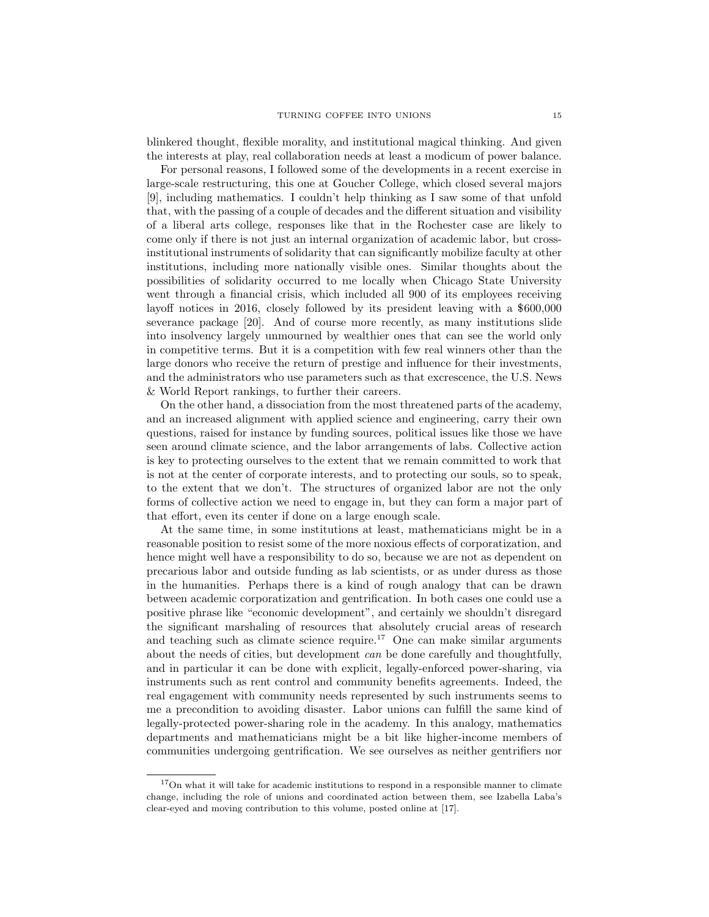blinkered thought, flexible morality, and institutional magical thinking. And given the interests at play, real collaboration needs at least a modicum of power balance.

For personal reasons, I followed some of the developments in a recent exercise in large-scale restructuring, this one at Goucher College, which closed several majors [9], including mathematics. I couldn't help thinking as I saw some of that unfold that, with the passing of a couple of decades and the different situation and visibility of a liberal arts college, responses like that in the Rochester case are likely to come only if there is not just an internal organization of academic labor, but cross-institutional instruments of solidarity that can significantly mobilize faculty at other institutions, including more nationally visible ones. Similar thoughts about the possibilities of solidarity occurred to me locally when Chicago State University went through a financial crisis, which included all 900 of its employees receiving layoff notices in 2016, closely followed by its president leaving with a $600,000 severance package [20]. And of course more recently, as many institutions slide into insolvency largely unmourned by wealthier ones that can see the world only in competitive terms. But it is a competition with few real winners other than the large donors who receive the return of prestige and influence for their investments, and the administrators who use parameters such as that excrescence, the U.S. News & World Report rankings, to further their careers.

On the other hand, a dissociation from the most threatened parts of the academy, and an increased alignment with applied science and engineering, carry their own questions, raised for instance by funding sources, political issues like those we have seen around climate science, and the labor arrangements of labs. Collective action is key to protecting ourselves to the extent that we remain committed to work that is not at the center of corporate interests, and to protecting our souls, so to speak, to the extent that we don't. The structures of organized labor are not the only forms of collective action we need to engage in, but they can form a major part of that effort, even its center if done on a large enough scale.

At the same time, in some institutions at least, mathematicians might be in a reasonable position to resist some of the more noxious effects of corporatization, and hence might well have a responsibility to do so, because we are not as dependent on precarious labor and outside funding as lab scientists, or as under duress as those in the humanities. Perhaps there is a kind of rough analogy that can be drawn between academic corporatization and gentrification. In both cases one could use a positive phrase like "economic development", and certainly we shouldn't disregard the significant marshaling of resources that absolutely crucial areas of research and teaching such as climate science require.[17] One can make similar arguments about the needs of cities, but development *can* be done carefully and thoughtfully, and in particular it can be done with explicit, legally-enforced power-sharing, via instruments such as rent control and community benefits agreements. Indeed, the real engagement with community needs represented by such instruments seems to me a precondition to avoiding disaster. Labor unions can fulfill the same kind of legally-protected power-sharing role in the academy. In this analogy, mathematics departments and mathematicians might be a bit like higher-income members of communities undergoing gentrification. We see ourselves as neither gentrifiers nor

---

[17] On what it will take for academic institutions to respond in a responsible manner to climate change, including the role of unions and coordinated action between them, see Izabella Laba's clear-eyed and moving contribution to this volume, posted online at [17].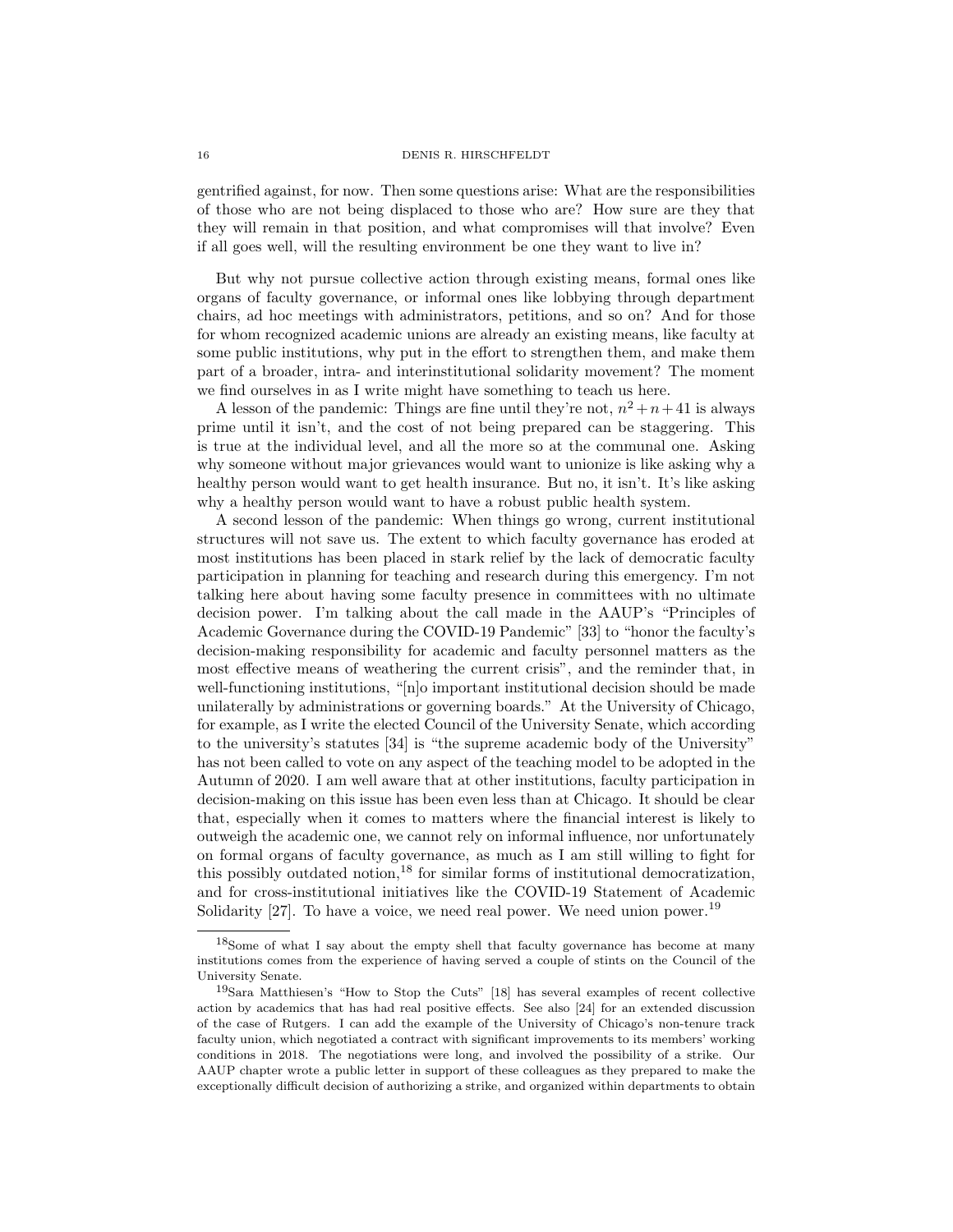gentrified against, for now. Then some questions arise: What are the responsibilities of those who are not being displaced to those who are? How sure are they that they will remain in that position, and what compromises will that involve? Even if all goes well, will the resulting environment be one they want to live in?

But why not pursue collective action through existing means, formal ones like organs of faculty governance, or informal ones like lobbying through department chairs, ad hoc meetings with administrators, petitions, and so on? And for those for whom recognized academic unions are already an existing means, like faculty at some public institutions, why put in the effort to strengthen them, and make them part of a broader, intra- and interinstitutional solidarity movement? The moment we find ourselves in as I write might have something to teach us here.

A lesson of the pandemic: Things are fine until they're not, $n^2+n+41$ is always prime until it isn't, and the cost of not being prepared can be staggering. This is true at the individual level, and all the more so at the communal one. Asking why someone without major grievances would want to unionize is like asking why a healthy person would want to get health insurance. But no, it isn't. It's like asking why a healthy person would want to have a robust public health system.

A second lesson of the pandemic: When things go wrong, current institutional structures will not save us. The extent to which faculty governance has eroded at most institutions has been placed in stark relief by the lack of democratic faculty participation in planning for teaching and research during this emergency. I'm not talking here about having some faculty presence in committees with no ultimate decision power. I'm talking about the call made in the AAUP's "Principles of Academic Governance during the COVID-19 Pandemic" [33] to "honor the faculty's decision-making responsibility for academic and faculty personnel matters as the most effective means of weathering the current crisis", and the reminder that, in well-functioning institutions, "[n]o important institutional decision should be made unilaterally by administrations or governing boards." At the University of Chicago, for example, as I write the elected Council of the University Senate, which according to the university's statutes [34] is "the supreme academic body of the University" has not been called to vote on any aspect of the teaching model to be adopted in the Autumn of 2020. I am well aware that at other institutions, faculty participation in decision-making on this issue has been even less than at Chicago. It should be clear that, especially when it comes to matters where the financial interest is likely to outweigh the academic one, we cannot rely on informal influence, nor unfortunately on formal organs of faculty governance, as much as I am still willing to fight for this possibly outdated notion,[18] for similar forms of institutional democratization, and for cross-institutional initiatives like the COVID-19 Statement of Academic Solidarity [27]. To have a voice, we need real power. We need union power.[19]

---

[18] Some of what I say about the empty shell that faculty governance has become at many institutions comes from the experience of having served a couple of stints on the Council of the University Senate.

[19] Sara Matthiesen's "How to Stop the Cuts" [18] has several examples of recent collective action by academics that has had real positive effects. See also [24] for an extended discussion of the case of Rutgers. I can add the example of the University of Chicago's non-tenure track faculty union, which negotiated a contract with significant improvements to its members' working conditions in 2018. The negotiations were long, and involved the possibility of a strike. Our AAUP chapter wrote a public letter in support of these colleagues as they prepared to make the exceptionally difficult decision of authorizing a strike, and organized within departments to obtain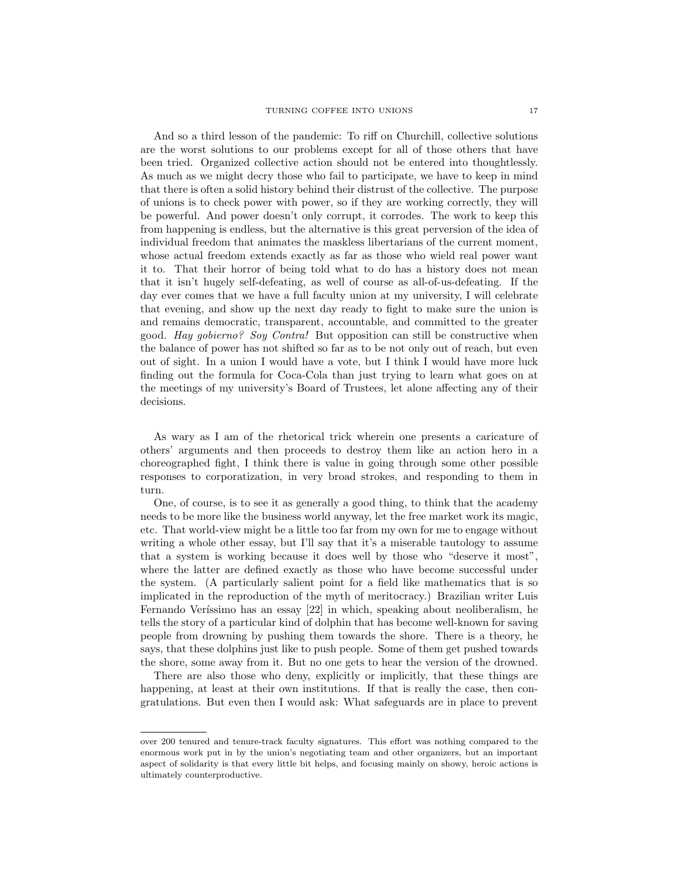And so a third lesson of the pandemic: To riff on Churchill, collective solutions are the worst solutions to our problems except for all of those others that have been tried. Organized collective action should not be entered into thoughtlessly. As much as we might decry those who fail to participate, we have to keep in mind that there is often a solid history behind their distrust of the collective. The purpose of unions is to check power with power, so if they are working correctly, they will be powerful. And power doesn't only corrupt, it corrodes. The work to keep this from happening is endless, but the alternative is this great perversion of the idea of individual freedom that animates the maskless libertarians of the current moment, whose actual freedom extends exactly as far as those who wield real power want it to. That their horror of being told what to do has a history does not mean that it isn't hugely self-defeating, as well of course as all-of-us-defeating. If the day ever comes that we have a full faculty union at my university, I will celebrate that evening, and show up the next day ready to fight to make sure the union is and remains democratic, transparent, accountable, and committed to the greater good. *Hay gobierno? Soy Contra!* But opposition can still be constructive when the balance of power has not shifted so far as to be not only out of reach, but even out of sight. In a union I would have a vote, but I think I would have more luck finding out the formula for Coca-Cola than just trying to learn what goes on at the meetings of my university's Board of Trustees, let alone affecting any of their decisions.

As wary as I am of the rhetorical trick wherein one presents a caricature of others' arguments and then proceeds to destroy them like an action hero in a choreographed fight, I think there is value in going through some other possible responses to corporatization, in very broad strokes, and responding to them in turn.

One, of course, is to see it as generally a good thing, to think that the academy needs to be more like the business world anyway, let the free market work its magic, etc. That world-view might be a little too far from my own for me to engage without writing a whole other essay, but I'll say that it's a miserable tautology to assume that a system is working because it does well by those who "deserve it most", where the latter are defined exactly as those who have become successful under the system. (A particularly salient point for a field like mathematics that is so implicated in the reproduction of the myth of meritocracy.) Brazilian writer Luis Fernando Veríssimo has an essay [22] in which, speaking about neoliberalism, he tells the story of a particular kind of dolphin that has become well-known for saving people from drowning by pushing them towards the shore. There is a theory, he says, that these dolphins just like to push people. Some of them get pushed towards the shore, some away from it. But no one gets to hear the version of the drowned.

There are also those who deny, explicitly or implicitly, that these things are happening, at least at their own institutions. If that is really the case, then congratulations. But even then I would ask: What safeguards are in place to prevent

---

over 200 tenured and tenure-track faculty signatures. This effort was nothing compared to the enormous work put in by the union's negotiating team and other organizers, but an important aspect of solidarity is that every little bit helps, and focusing mainly on showy, heroic actions is ultimately counterproductive.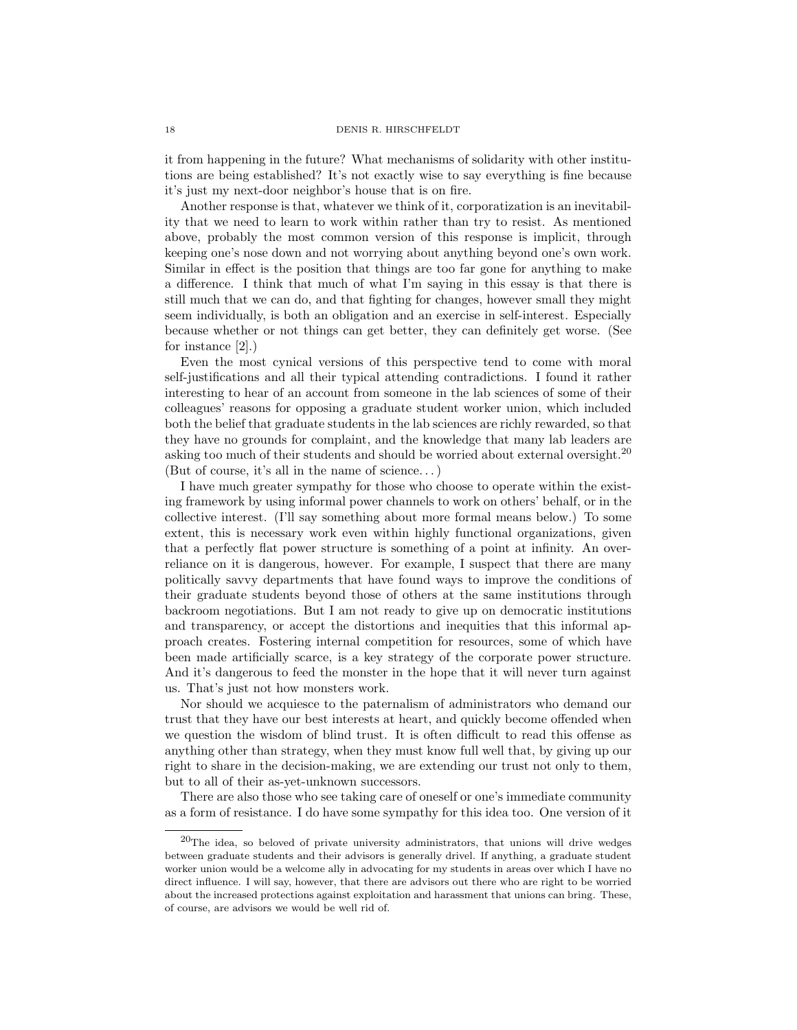it from happening in the future? What mechanisms of solidarity with other institutions are being established? It's not exactly wise to say everything is fine because it's just my next-door neighbor's house that is on fire.

Another response is that, whatever we think of it, corporatization is an inevitability that we need to learn to work within rather than try to resist. As mentioned above, probably the most common version of this response is implicit, through keeping one's nose down and not worrying about anything beyond one's own work. Similar in effect is the position that things are too far gone for anything to make a difference. I think that much of what I'm saying in this essay is that there is still much that we can do, and that fighting for changes, however small they might seem individually, is both an obligation and an exercise in self-interest. Especially because whether or not things can get better, they can definitely get worse. (See for instance [2].)

Even the most cynical versions of this perspective tend to come with moral self-justifications and all their typical attending contradictions. I found it rather interesting to hear of an account from someone in the lab sciences of some of their colleagues' reasons for opposing a graduate student worker union, which included both the belief that graduate students in the lab sciences are richly rewarded, so that they have no grounds for complaint, and the knowledge that many lab leaders are asking too much of their students and should be worried about external oversight.[20] (But of course, it's all in the name of science. . . )

I have much greater sympathy for those who choose to operate within the existing framework by using informal power channels to work on others' behalf, or in the collective interest. (I'll say something about more formal means below.) To some extent, this is necessary work even within highly functional organizations, given that a perfectly flat power structure is something of a point at infinity. An over-reliance on it is dangerous, however. For example, I suspect that there are many politically savvy departments that have found ways to improve the conditions of their graduate students beyond those of others at the same institutions through backroom negotiations. But I am not ready to give up on democratic institutions and transparency, or accept the distortions and inequities that this informal approach creates. Fostering internal competition for resources, some of which have been made artificially scarce, is a key strategy of the corporate power structure. And it's dangerous to feed the monster in the hope that it will never turn against us. That's just not how monsters work.

Nor should we acquiesce to the paternalism of administrators who demand our trust that they have our best interests at heart, and quickly become offended when we question the wisdom of blind trust. It is often difficult to read this offense as anything other than strategy, when they must know full well that, by giving up our right to share in the decision-making, we are extending our trust not only to them, but to all of their as-yet-unknown successors.

There are also those who see taking care of oneself or one's immediate community as a form of resistance. I do have some sympathy for this idea too. One version of it

[20] The idea, so beloved of private university administrators, that unions will drive wedges between graduate students and their advisors is generally drivel. If anything, a graduate student worker union would be a welcome ally in advocating for my students in areas over which I have no direct influence. I will say, however, that there are advisors out there who are right to be worried about the increased protections against exploitation and harassment that unions can bring. These, of course, are advisors we would be well rid of.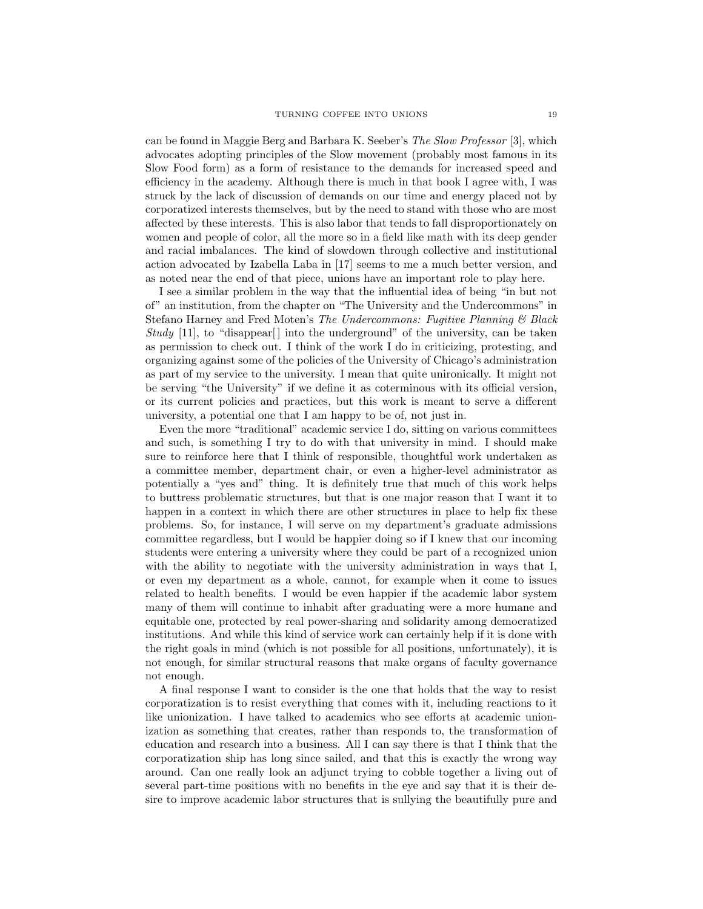can be found in Maggie Berg and Barbara K. Seeber's *The Slow Professor* [3], which advocates adopting principles of the Slow movement (probably most famous in its Slow Food form) as a form of resistance to the demands for increased speed and efficiency in the academy. Although there is much in that book I agree with, I was struck by the lack of discussion of demands on our time and energy placed not by corporatized interests themselves, but by the need to stand with those who are most affected by these interests. This is also labor that tends to fall disproportionately on women and people of color, all the more so in a field like math with its deep gender and racial imbalances. The kind of slowdown through collective and institutional action advocated by Izabella Laba in [17] seems to me a much better version, and as noted near the end of that piece, unions have an important role to play here.

I see a similar problem in the way that the influential idea of being "in but not of" an institution, from the chapter on "The University and the Undercommons" in Stefano Harney and Fred Moten's *The Undercommons: Fugitive Planning & Black Study* [11], to "disappear[] into the underground" of the university, can be taken as permission to check out. I think of the work I do in criticizing, protesting, and organizing against some of the policies of the University of Chicago's administration as part of my service to the university. I mean that quite unironically. It might not be serving "the University" if we define it as coterminous with its official version, or its current policies and practices, but this work is meant to serve a different university, a potential one that I am happy to be of, not just in.

Even the more "traditional" academic service I do, sitting on various committees and such, is something I try to do with that university in mind. I should make sure to reinforce here that I think of responsible, thoughtful work undertaken as a committee member, department chair, or even a higher-level administrator as potentially a "yes and" thing. It is definitely true that much of this work helps to buttress problematic structures, but that is one major reason that I want it to happen in a context in which there are other structures in place to help fix these problems. So, for instance, I will serve on my department's graduate admissions committee regardless, but I would be happier doing so if I knew that our incoming students were entering a university where they could be part of a recognized union with the ability to negotiate with the university administration in ways that I, or even my department as a whole, cannot, for example when it come to issues related to health benefits. I would be even happier if the academic labor system many of them will continue to inhabit after graduating were a more humane and equitable one, protected by real power-sharing and solidarity among democratized institutions. And while this kind of service work can certainly help if it is done with the right goals in mind (which is not possible for all positions, unfortunately), it is not enough, for similar structural reasons that make organs of faculty governance not enough.

A final response I want to consider is the one that holds that the way to resist corporatization is to resist everything that comes with it, including reactions to it like unionization. I have talked to academics who see efforts at academic unionization as something that creates, rather than responds to, the transformation of education and research into a business. All I can say there is that I think that the corporatization ship has long since sailed, and that this is exactly the wrong way around. Can one really look an adjunct trying to cobble together a living out of several part-time positions with no benefits in the eye and say that it is their desire to improve academic labor structures that is sullying the beautifully pure and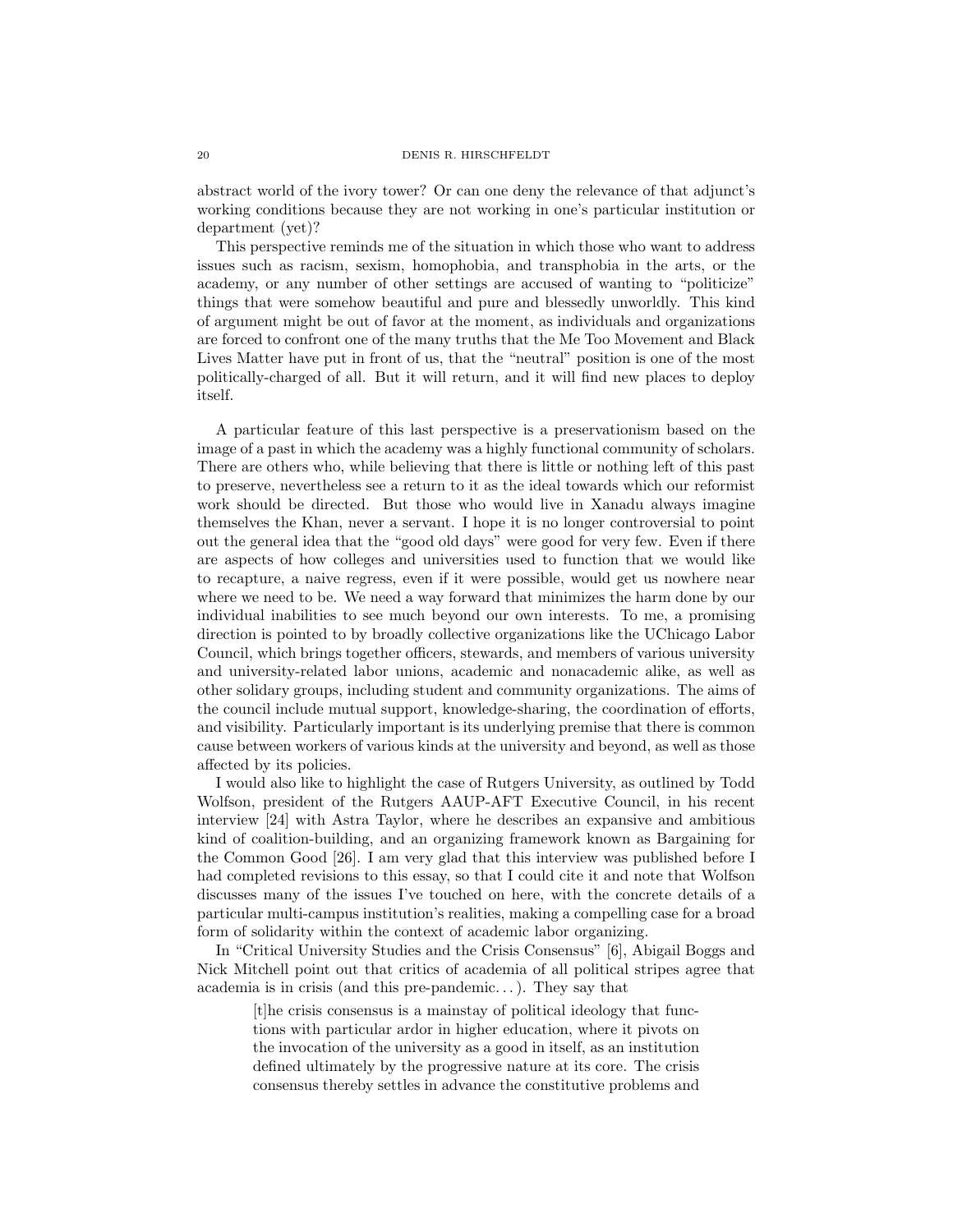abstract world of the ivory tower? Or can one deny the relevance of that adjunct's working conditions because they are not working in one's particular institution or department (yet)?

This perspective reminds me of the situation in which those who want to address issues such as racism, sexism, homophobia, and transphobia in the arts, or the academy, or any number of other settings are accused of wanting to "politicize" things that were somehow beautiful and pure and blessedly unworldly. This kind of argument might be out of favor at the moment, as individuals and organizations are forced to confront one of the many truths that the Me Too Movement and Black Lives Matter have put in front of us, that the "neutral" position is one of the most politically-charged of all. But it will return, and it will find new places to deploy itself.

A particular feature of this last perspective is a preservationism based on the image of a past in which the academy was a highly functional community of scholars. There are others who, while believing that there is little or nothing left of this past to preserve, nevertheless see a return to it as the ideal towards which our reformist work should be directed. But those who would live in Xanadu always imagine themselves the Khan, never a servant. I hope it is no longer controversial to point out the general idea that the "good old days" were good for very few. Even if there are aspects of how colleges and universities used to function that we would like to recapture, a naive regress, even if it were possible, would get us nowhere near where we need to be. We need a way forward that minimizes the harm done by our individual inabilities to see much beyond our own interests. To me, a promising direction is pointed to by broadly collective organizations like the UChicago Labor Council, which brings together officers, stewards, and members of various university and university-related labor unions, academic and nonacademic alike, as well as other solidary groups, including student and community organizations. The aims of the council include mutual support, knowledge-sharing, the coordination of efforts, and visibility. Particularly important is its underlying premise that there is common cause between workers of various kinds at the university and beyond, as well as those affected by its policies.

I would also like to highlight the case of Rutgers University, as outlined by Todd Wolfson, president of the Rutgers AAUP-AFT Executive Council, in his recent interview [24] with Astra Taylor, where he describes an expansive and ambitious kind of coalition-building, and an organizing framework known as Bargaining for the Common Good [26]. I am very glad that this interview was published before I had completed revisions to this essay, so that I could cite it and note that Wolfson discusses many of the issues I've touched on here, with the concrete details of a particular multi-campus institution's realities, making a compelling case for a broad form of solidarity within the context of academic labor organizing.

In "Critical University Studies and the Crisis Consensus" [6], Abigail Boggs and Nick Mitchell point out that critics of academia of all political stripes agree that academia is in crisis (and this pre-pandemic...). They say that

> [t]he crisis consensus is a mainstay of political ideology that functions with particular ardor in higher education, where it pivots on the invocation of the university as a good in itself, as an institution defined ultimately by the progressive nature at its core. The crisis consensus thereby settles in advance the constitutive problems and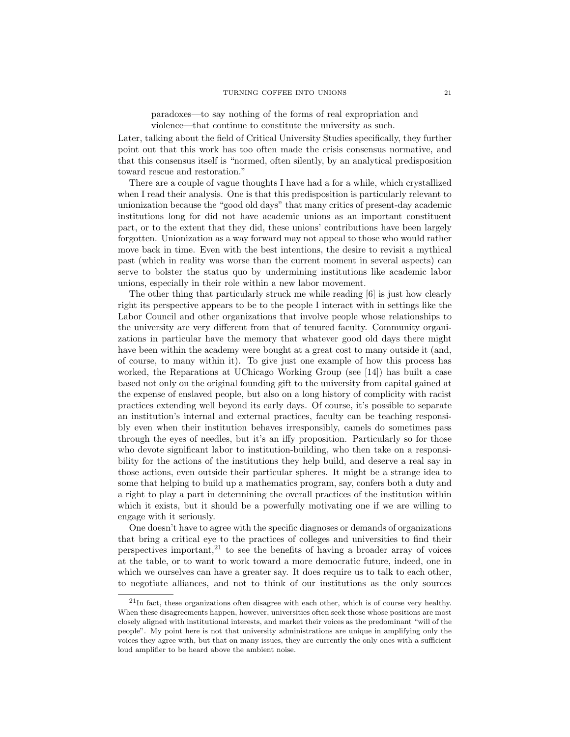> paradoxes—to say nothing of the forms of real expropriation and violence—that continue to constitute the university as such.

Later, talking about the field of Critical University Studies specifically, they further point out that this work has too often made the crisis consensus normative, and that this consensus itself is "normed, often silently, by an analytical predisposition toward rescue and restoration."

There are a couple of vague thoughts I have had a for a while, which crystallized when I read their analysis. One is that this predisposition is particularly relevant to unionization because the "good old days" that many critics of present-day academic institutions long for did not have academic unions as an important constituent part, or to the extent that they did, these unions' contributions have been largely forgotten. Unionization as a way forward may not appeal to those who would rather move back in time. Even with the best intentions, the desire to revisit a mythical past (which in reality was worse than the current moment in several aspects) can serve to bolster the status quo by undermining institutions like academic labor unions, especially in their role within a new labor movement.

The other thing that particularly struck me while reading [6] is just how clearly right its perspective appears to be to the people I interact with in settings like the Labor Council and other organizations that involve people whose relationships to the university are very different from that of tenured faculty. Community organizations in particular have the memory that whatever good old days there might have been within the academy were bought at a great cost to many outside it (and, of course, to many within it). To give just one example of how this process has worked, the Reparations at UChicago Working Group (see [14]) has built a case based not only on the original founding gift to the university from capital gained at the expense of enslaved people, but also on a long history of complicity with racist practices extending well beyond its early days. Of course, it's possible to separate an institution's internal and external practices, faculty can be teaching responsibly even when their institution behaves irresponsibly, camels do sometimes pass through the eyes of needles, but it's an iffy proposition. Particularly so for those who devote significant labor to institution-building, who then take on a responsibility for the actions of the institutions they help build, and deserve a real say in those actions, even outside their particular spheres. It might be a strange idea to some that helping to build up a mathematics program, say, confers both a duty and a right to play a part in determining the overall practices of the institution within which it exists, but it should be a powerfully motivating one if we are willing to engage with it seriously.

One doesn't have to agree with the specific diagnoses or demands of organizations that bring a critical eye to the practices of colleges and universities to find their perspectives important,[21] to see the benefits of having a broader array of voices at the table, or to want to work toward a more democratic future, indeed, one in which we ourselves can have a greater say. It does require us to talk to each other, to negotiate alliances, and not to think of our institutions as the only sources

[21] In fact, these organizations often disagree with each other, which is of course very healthy. When these disagreements happen, however, universities often seek those whose positions are most closely aligned with institutional interests, and market their voices as the predominant "will of the people". My point here is not that university administrations are unique in amplifying only the voices they agree with, but that on many issues, they are currently the only ones with a sufficient loud amplifier to be heard above the ambient noise.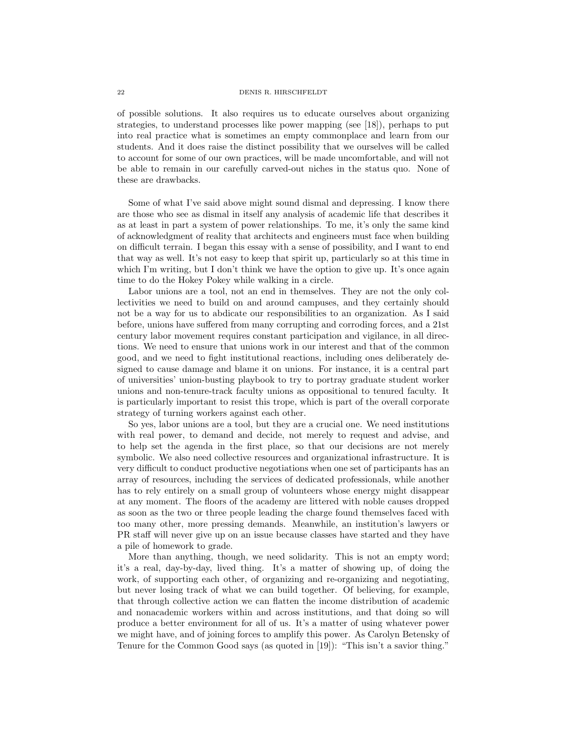of possible solutions. It also requires us to educate ourselves about organizing strategies, to understand processes like power mapping (see [18]), perhaps to put into real practice what is sometimes an empty commonplace and learn from our students. And it does raise the distinct possibility that we ourselves will be called to account for some of our own practices, will be made uncomfortable, and will not be able to remain in our carefully carved-out niches in the status quo. None of these are drawbacks.

Some of what I've said above might sound dismal and depressing. I know there are those who see as dismal in itself any analysis of academic life that describes it as at least in part a system of power relationships. To me, it's only the same kind of acknowledgment of reality that architects and engineers must face when building on difficult terrain. I began this essay with a sense of possibility, and I want to end that way as well. It's not easy to keep that spirit up, particularly so at this time in which I'm writing, but I don't think we have the option to give up. It's once again time to do the Hokey Pokey while walking in a circle.

Labor unions are a tool, not an end in themselves. They are not the only collectivities we need to build on and around campuses, and they certainly should not be a way for us to abdicate our responsibilities to an organization. As I said before, unions have suffered from many corrupting and corroding forces, and a 21st century labor movement requires constant participation and vigilance, in all directions. We need to ensure that unions work in our interest and that of the common good, and we need to fight institutional reactions, including ones deliberately designed to cause damage and blame it on unions. For instance, it is a central part of universities' union-busting playbook to try to portray graduate student worker unions and non-tenure-track faculty unions as oppositional to tenured faculty. It is particularly important to resist this trope, which is part of the overall corporate strategy of turning workers against each other.

So yes, labor unions are a tool, but they are a crucial one. We need institutions with real power, to demand and decide, not merely to request and advise, and to help set the agenda in the first place, so that our decisions are not merely symbolic. We also need collective resources and organizational infrastructure. It is very difficult to conduct productive negotiations when one set of participants has an array of resources, including the services of dedicated professionals, while another has to rely entirely on a small group of volunteers whose energy might disappear at any moment. The floors of the academy are littered with noble causes dropped as soon as the two or three people leading the charge found themselves faced with too many other, more pressing demands. Meanwhile, an institution's lawyers or PR staff will never give up on an issue because classes have started and they have a pile of homework to grade.

More than anything, though, we need solidarity. This is not an empty word; it's a real, day-by-day, lived thing. It's a matter of showing up, of doing the work, of supporting each other, of organizing and re-organizing and negotiating, but never losing track of what we can build together. Of believing, for example, that through collective action we can flatten the income distribution of academic and nonacademic workers within and across institutions, and that doing so will produce a better environment for all of us. It's a matter of using whatever power we might have, and of joining forces to amplify this power. As Carolyn Betensky of Tenure for the Common Good says (as quoted in [19]): "This isn't a savior thing."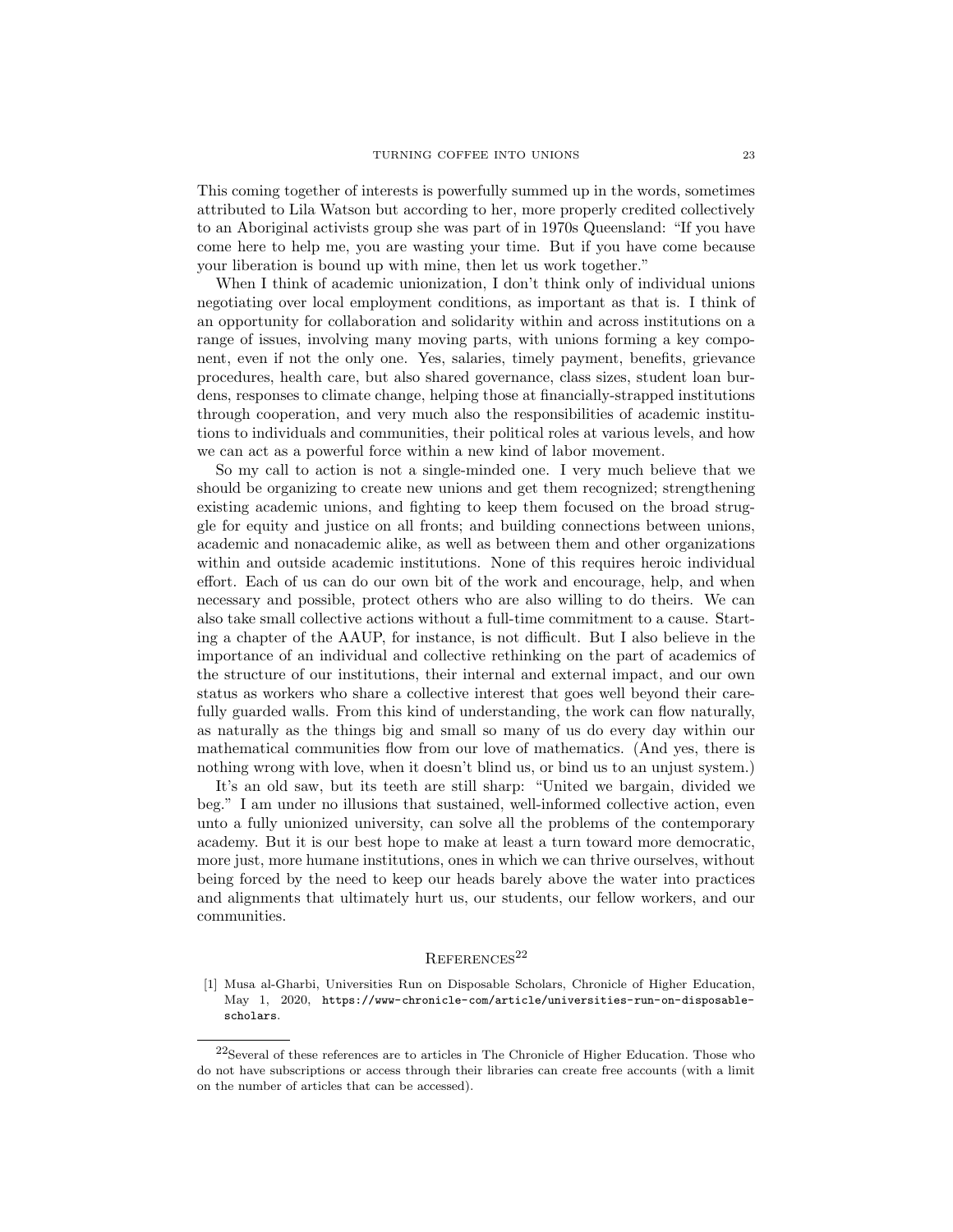This coming together of interests is powerfully summed up in the words, sometimes attributed to Lila Watson but according to her, more properly credited collectively to an Aboriginal activists group she was part of in 1970s Queensland: "If you have come here to help me, you are wasting your time. But if you have come because your liberation is bound up with mine, then let us work together."

When I think of academic unionization, I don't think only of individual unions negotiating over local employment conditions, as important as that is. I think of an opportunity for collaboration and solidarity within and across institutions on a range of issues, involving many moving parts, with unions forming a key component, even if not the only one. Yes, salaries, timely payment, benefits, grievance procedures, health care, but also shared governance, class sizes, student loan burdens, responses to climate change, helping those at financially-strapped institutions through cooperation, and very much also the responsibilities of academic institutions to individuals and communities, their political roles at various levels, and how we can act as a powerful force within a new kind of labor movement.

So my call to action is not a single-minded one. I very much believe that we should be organizing to create new unions and get them recognized; strengthening existing academic unions, and fighting to keep them focused on the broad struggle for equity and justice on all fronts; and building connections between unions, academic and nonacademic alike, as well as between them and other organizations within and outside academic institutions. None of this requires heroic individual effort. Each of us can do our own bit of the work and encourage, help, and when necessary and possible, protect others who are also willing to do theirs. We can also take small collective actions without a full-time commitment to a cause. Starting a chapter of the AAUP, for instance, is not difficult. But I also believe in the importance of an individual and collective rethinking on the part of academics of the structure of our institutions, their internal and external impact, and our own status as workers who share a collective interest that goes well beyond their carefully guarded walls. From this kind of understanding, the work can flow naturally, as naturally as the things big and small so many of us do every day within our mathematical communities flow from our love of mathematics. (And yes, there is nothing wrong with love, when it doesn't blind us, or bind us to an unjust system.)

It's an old saw, but its teeth are still sharp: "United we bargain, divided we beg." I am under no illusions that sustained, well-informed collective action, even unto a fully unionized university, can solve all the problems of the contemporary academy. But it is our best hope to make at least a turn toward more democratic, more just, more humane institutions, ones in which we can thrive ourselves, without being forced by the need to keep our heads barely above the water into practices and alignments that ultimately hurt us, our students, our fellow workers, and our communities.

## References[22]

[1] Musa al-Gharbi, Universities Run on Disposable Scholars, Chronicle of Higher Education, May 1, 2020, `https://www-chronicle-com/article/universities-run-on-disposable-scholars`.

[22] Several of these references are to articles in The Chronicle of Higher Education. Those who do not have subscriptions or access through their libraries can create free accounts (with a limit on the number of articles that can be accessed).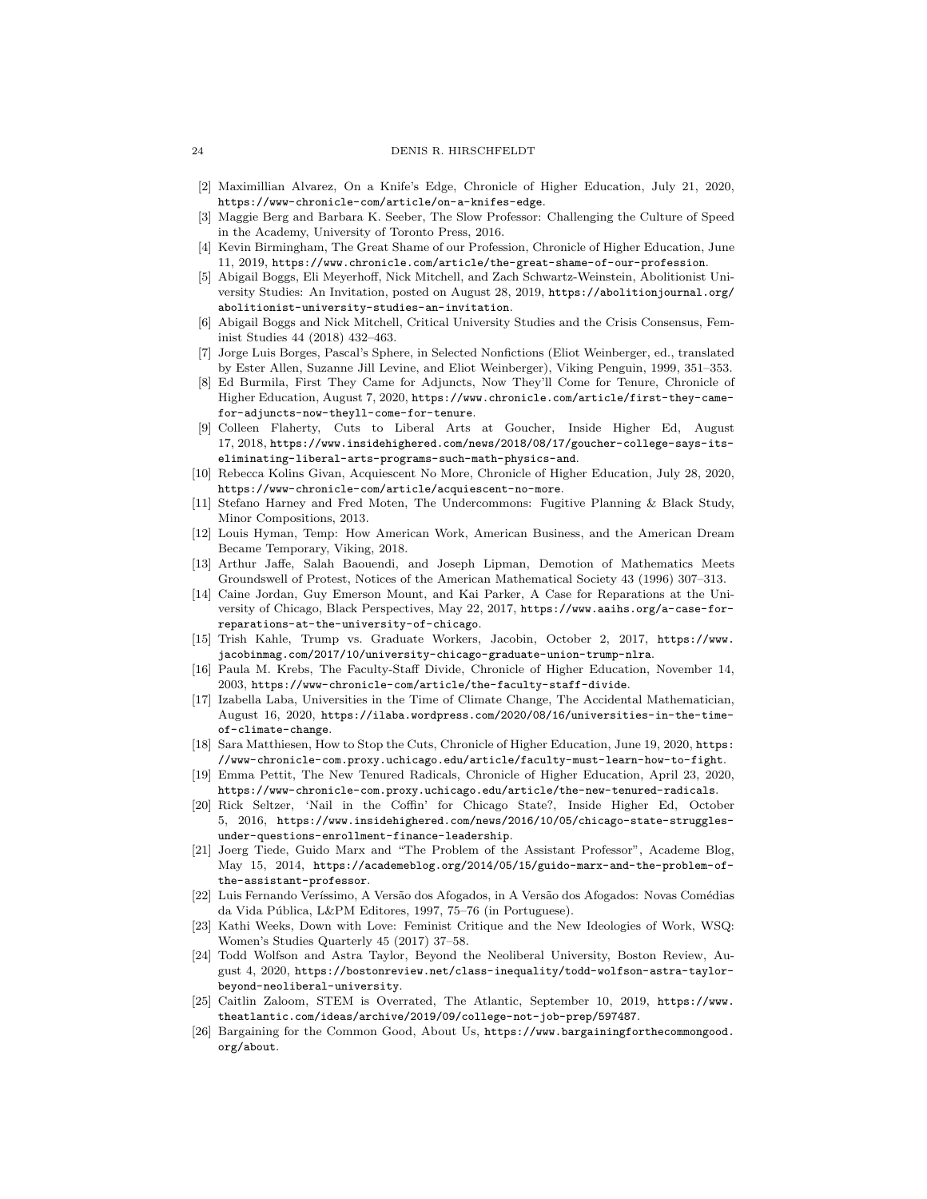[2] Maximillian Alvarez, On a Knife's Edge, Chronicle of Higher Education, July 21, 2020, https://www-chronicle-com/article/on-a-knifes-edge.

[3] Maggie Berg and Barbara K. Seeber, The Slow Professor: Challenging the Culture of Speed in the Academy, University of Toronto Press, 2016.

[4] Kevin Birmingham, The Great Shame of our Profession, Chronicle of Higher Education, June 11, 2019, https://www.chronicle.com/article/the-great-shame-of-our-profession.

[5] Abigail Boggs, Eli Meyerhoff, Nick Mitchell, and Zach Schwartz-Weinstein, Abolitionist University Studies: An Invitation, posted on August 28, 2019, https://abolitionjournal.org/abolitionist-university-studies-an-invitation.

[6] Abigail Boggs and Nick Mitchell, Critical University Studies and the Crisis Consensus, Feminist Studies 44 (2018) 432–463.

[7] Jorge Luis Borges, Pascal's Sphere, in Selected Nonfictions (Eliot Weinberger, ed., translated by Ester Allen, Suzanne Jill Levine, and Eliot Weinberger), Viking Penguin, 1999, 351–353.

[8] Ed Burmila, First They Came for Adjuncts, Now They'll Come for Tenure, Chronicle of Higher Education, August 7, 2020, https://www.chronicle.com/article/first-they-came-for-adjuncts-now-theyll-come-for-tenure.

[9] Colleen Flaherty, Cuts to Liberal Arts at Goucher, Inside Higher Ed, August 17, 2018, https://www.insidehighered.com/news/2018/08/17/goucher-college-says-its-eliminating-liberal-arts-programs-such-math-physics-and.

[10] Rebecca Kolins Givan, Acquiescent No More, Chronicle of Higher Education, July 28, 2020, https://www-chronicle-com/article/acquiescent-no-more.

[11] Stefano Harney and Fred Moten, The Undercommons: Fugitive Planning & Black Study, Minor Compositions, 2013.

[12] Louis Hyman, Temp: How American Work, American Business, and the American Dream Became Temporary, Viking, 2018.

[13] Arthur Jaffe, Salah Baouendi, and Joseph Lipman, Demotion of Mathematics Meets Groundswell of Protest, Notices of the American Mathematical Society 43 (1996) 307–313.

[14] Caine Jordan, Guy Emerson Mount, and Kai Parker, A Case for Reparations at the University of Chicago, Black Perspectives, May 22, 2017, https://www.aaihs.org/a-case-for-reparations-at-the-university-of-chicago.

[15] Trish Kahle, Trump vs. Graduate Workers, Jacobin, October 2, 2017, https://www.jacobinmag.com/2017/10/university-chicago-graduate-union-trump-nlra.

[16] Paula M. Krebs, The Faculty-Staff Divide, Chronicle of Higher Education, November 14, 2003, https://www-chronicle-com/article/the-faculty-staff-divide.

[17] Izabella Laba, Universities in the Time of Climate Change, The Accidental Mathematician, August 16, 2020, https://ilaba.wordpress.com/2020/08/16/universities-in-the-time-of-climate-change.

[18] Sara Matthiesen, How to Stop the Cuts, Chronicle of Higher Education, June 19, 2020, https://www-chronicle-com.proxy.uchicago.edu/article/faculty-must-learn-how-to-fight.

[19] Emma Pettit, The New Tenured Radicals, Chronicle of Higher Education, April 23, 2020, https://www-chronicle-com.proxy.uchicago.edu/article/the-new-tenured-radicals.

[20] Rick Seltzer, 'Nail in the Coffin' for Chicago State?, Inside Higher Ed, October 5, 2016, https://www.insidehighered.com/news/2016/10/05/chicago-state-struggles-under-questions-enrollment-finance-leadership.

[21] Joerg Tiede, Guido Marx and "The Problem of the Assistant Professor", Academe Blog, May 15, 2014, https://academeblog.org/2014/05/15/guido-marx-and-the-problem-of-the-assistant-professor.

[22] Luis Fernando Veríssimo, A Versão dos Afogados, in A Versão dos Afogados: Novas Comédias da Vida Pública, L&PM Editores, 1997, 75–76 (in Portuguese).

[23] Kathi Weeks, Down with Love: Feminist Critique and the New Ideologies of Work, WSQ: Women's Studies Quarterly 45 (2017) 37–58.

[24] Todd Wolfson and Astra Taylor, Beyond the Neoliberal University, Boston Review, August 4, 2020, https://bostonreview.net/class-inequality/todd-wolfson-astra-taylor-beyond-neoliberal-university.

[25] Caitlin Zaloom, STEM is Overrated, The Atlantic, September 10, 2019, https://www.theatlantic.com/ideas/archive/2019/09/college-not-job-prep/597487.

[26] Bargaining for the Common Good, About Us, https://www.bargainingforthecommongood.org/about.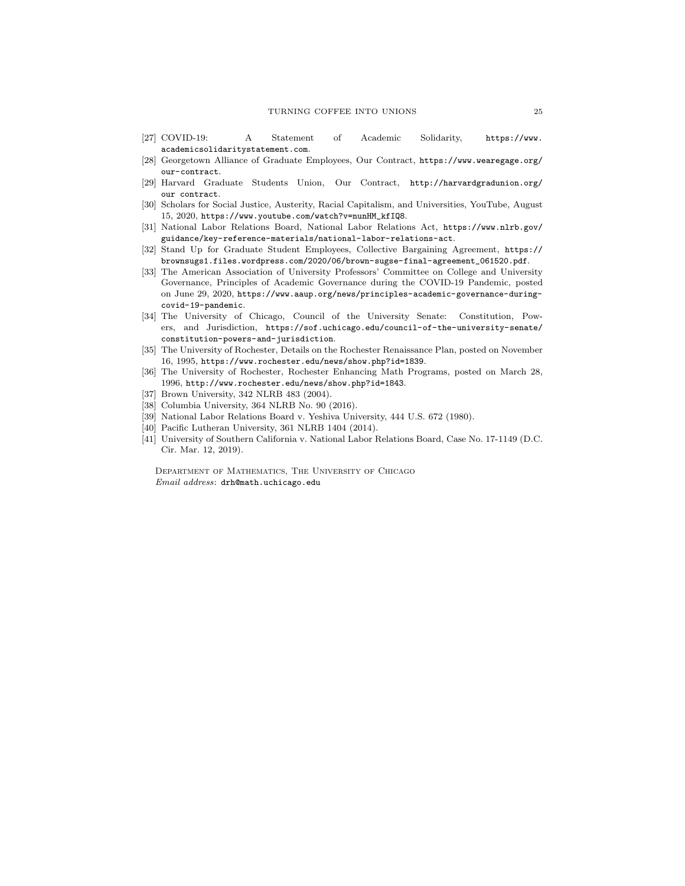[27] COVID-19: A Statement of Academic Solidarity, https://www.academicsolidaritystatement.com.

[28] Georgetown Alliance of Graduate Employees, Our Contract, https://www.weareagage.org/our-contract.

[29] Harvard Graduate Students Union, Our Contract, http://harvardgradunion.org/our contract.

[30] Scholars for Social Justice, Austerity, Racial Capitalism, and Universities, YouTube, August 15, 2020, https://www.youtube.com/watch?v=nunHM_kfIQ8.

[31] National Labor Relations Board, National Labor Relations Act, https://www.nlrb.gov/guidance/key-reference-materials/national-labor-relations-act.

[32] Stand Up for Graduate Student Employees, Collective Bargaining Agreement, https://brownsugs1.files.wordpress.com/2020/06/brown-sugse-final-agreement_061520.pdf.

[33] The American Association of University Professors' Committee on College and University Governance, Principles of Academic Governance during the COVID-19 Pandemic, posted on June 29, 2020, https://www.aaup.org/news/principles-academic-governance-during-covid-19-pandemic.

[34] The University of Chicago, Council of the University Senate: Constitution, Powers, and Jurisdiction, https://sof.uchicago.edu/council-of-the-university-senate/constitution-powers-and-jurisdiction.

[35] The University of Rochester, Details on the Rochester Renaissance Plan, posted on November 16, 1995, https://www.rochester.edu/news/show.php?id=1839.

[36] The University of Rochester, Rochester Enhancing Math Programs, posted on March 28, 1996, http://www.rochester.edu/news/show.php?id=1843.

[37] Brown University, 342 NLRB 483 (2004).

[38] Columbia University, 364 NLRB No. 90 (2016).

[39] National Labor Relations Board v. Yeshiva University, 444 U.S. 672 (1980).

[40] Pacific Lutheran University, 361 NLRB 1404 (2014).

[41] University of Southern California v. National Labor Relations Board, Case No. 17-1149 (D.C. Cir. Mar. 12, 2019).

Department of Mathematics, The University of Chicago
*Email address*: drh@math.uchicago.edu